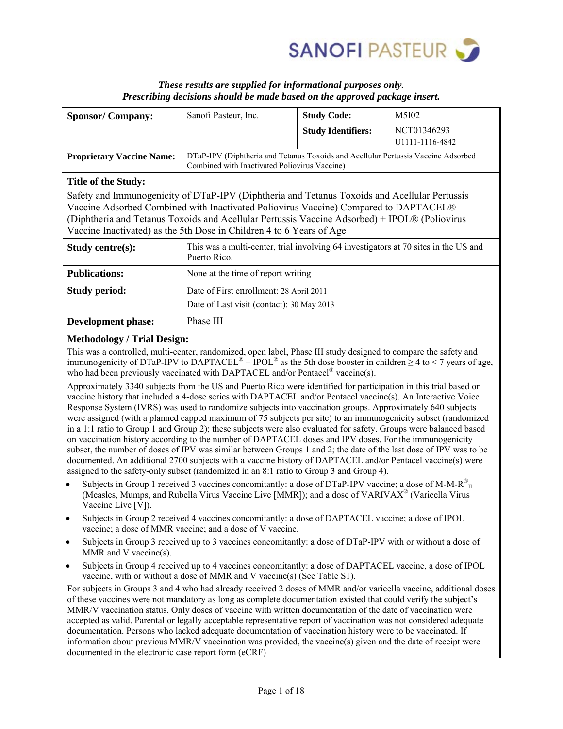SANOFI PASTEUR

***These results are supplied for informational purposes only.***
***Prescribing decisions should be made based on the approved package insert.***

| **Sponsor/ Company:** | Sanofi Pasteur, Inc. | **Study Code:** | M5I02 |
|---|---|---|---|
| | | **Study Identifiers:** | NCT01346293<br>U1111-1116-4842 |
| **Proprietary Vaccine Name:** | DTaP-IPV (Diphtheria and Tetanus Toxoids and Acellular Pertussis Vaccine Adsorbed Combined with Inactivated Poliovirus Vaccine) | | |

**Title of the Study:**

Safety and Immunogenicity of DTaP-IPV (Diphtheria and Tetanus Toxoids and Acellular Pertussis Vaccine Adsorbed Combined with Inactivated Poliovirus Vaccine) Compared to DAPTACEL® (Diphtheria and Tetanus Toxoids and Acellular Pertussis Vaccine Adsorbed) + IPOL® (Poliovirus Vaccine Inactivated) as the 5th Dose in Children 4 to 6 Years of Age

| | |
|---|---|
| **Study centre(s):** | This was a multi-center, trial involving 64 investigators at 70 sites in the US and Puerto Rico. |
| **Publications:** | None at the time of report writing |
| **Study period:** | Date of First enrollment: 28 April 2011<br>Date of Last visit (contact): 30 May 2013 |
| **Development phase:** | Phase III |

**Methodology / Trial Design:**

This was a controlled, multi-center, randomized, open label, Phase III study designed to compare the safety and immunogenicity of DTaP-IPV to DAPTACEL® + IPOL® as the 5th dose booster in children ≥ 4 to < 7 years of age, who had been previously vaccinated with DAPTACEL and/or Pentacel® vaccine(s).

Approximately 3340 subjects from the US and Puerto Rico were identified for participation in this trial based on vaccine history that included a 4-dose series with DAPTACEL and/or Pentacel vaccine(s). An Interactive Voice Response System (IVRS) was used to randomize subjects into vaccination groups. Approximately 640 subjects were assigned (with a planned capped maximum of 75 subjects per site) to an immunogenicity subset (randomized in a 1:1 ratio to Group 1 and Group 2); these subjects were also evaluated for safety. Groups were balanced based on vaccination history according to the number of DAPTACEL doses and IPV doses. For the immunogenicity subset, the number of doses of IPV was similar between Groups 1 and 2; the date of the last dose of IPV was to be documented. An additional 2700 subjects with a vaccine history of DAPTACEL and/or Pentacel vaccine(s) were assigned to the safety-only subset (randomized in an 8:1 ratio to Group 3 and Group 4).

- Subjects in Group 1 received 3 vaccines concomitantly: a dose of DTaP-IPV vaccine; a dose of M-M-R®$_{II}$ (Measles, Mumps, and Rubella Virus Vaccine Live [MMR]); and a dose of VARIVAX® (Varicella Virus Vaccine Live [V]).
- Subjects in Group 2 received 4 vaccines concomitantly: a dose of DAPTACEL vaccine; a dose of IPOL vaccine; a dose of MMR vaccine; and a dose of V vaccine.
- Subjects in Group 3 received up to 3 vaccines concomitantly: a dose of DTaP-IPV with or without a dose of MMR and V vaccine(s).
- Subjects in Group 4 received up to 4 vaccines concomitantly: a dose of DAPTACEL vaccine, a dose of IPOL vaccine, with or without a dose of MMR and V vaccine(s) (See Table S1).

For subjects in Groups 3 and 4 who had already received 2 doses of MMR and/or varicella vaccine, additional doses of these vaccines were not mandatory as long as complete documentation existed that could verify the subject's MMR/V vaccination status. Only doses of vaccine with written documentation of the date of vaccination were accepted as valid. Parental or legally acceptable representative report of vaccination was not considered adequate documentation. Persons who lacked adequate documentation of vaccination history were to be vaccinated. If information about previous MMR/V vaccination was provided, the vaccine(s) given and the date of receipt were documented in the electronic case report form (eCRF)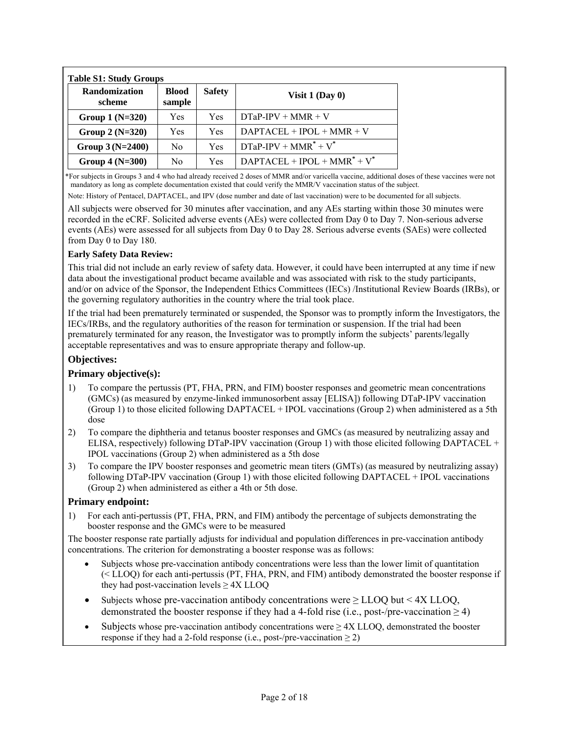**Table S1: Study Groups**

| Randomization scheme | Blood sample | Safety | Visit 1 (Day 0) |
|---|---|---|---|
| **Group 1 (N=320)** | Yes | Yes | DTaP-IPV + MMR + V |
| **Group 2 (N=320)** | Yes | Yes | DAPTACEL + IPOL + MMR + V |
| **Group 3 (N=2400)** | No | Yes | DTaP-IPV + MMR* + V* |
| **Group 4 (N=300)** | No | Yes | DAPTACEL + IPOL + MMR* + V* |

*For subjects in Groups 3 and 4 who had already received 2 doses of MMR and/or varicella vaccine, additional doses of these vaccines were not mandatory as long as complete documentation existed that could verify the MMR/V vaccination status of the subject.

Note: History of Pentacel, DAPTACEL, and IPV (dose number and date of last vaccination) were to be documented for all subjects.

All subjects were observed for 30 minutes after vaccination, and any AEs starting within those 30 minutes were recorded in the eCRF. Solicited adverse events (AEs) were collected from Day 0 to Day 7. Non-serious adverse events (AEs) were assessed for all subjects from Day 0 to Day 28. Serious adverse events (SAEs) were collected from Day 0 to Day 180.

**Early Safety Data Review:**

This trial did not include an early review of safety data. However, it could have been interrupted at any time if new data about the investigational product became available and was associated with risk to the study participants, and/or on advice of the Sponsor, the Independent Ethics Committees (IECs) /Institutional Review Boards (IRBs), or the governing regulatory authorities in the country where the trial took place.

If the trial had been prematurely terminated or suspended, the Sponsor was to promptly inform the Investigators, the IECs/IRBs, and the regulatory authorities of the reason for termination or suspension. If the trial had been prematurely terminated for any reason, the Investigator was to promptly inform the subjects' parents/legally acceptable representatives and was to ensure appropriate therapy and follow-up.

## Objectives:

### Primary objective(s):

1) To compare the pertussis (PT, FHA, PRN, and FIM) booster responses and geometric mean concentrations (GMCs) (as measured by enzyme-linked immunosorbent assay [ELISA]) following DTaP-IPV vaccination (Group 1) to those elicited following DAPTACEL + IPOL vaccinations (Group 2) when administered as a 5th dose
2) To compare the diphtheria and tetanus booster responses and GMCs (as measured by neutralizing assay and ELISA, respectively) following DTaP-IPV vaccination (Group 1) with those elicited following DAPTACEL + IPOL vaccinations (Group 2) when administered as a 5th dose
3) To compare the IPV booster responses and geometric mean titers (GMTs) (as measured by neutralizing assay) following DTaP-IPV vaccination (Group 1) with those elicited following DAPTACEL + IPOL vaccinations (Group 2) when administered as either a 4th or 5th dose.

### Primary endpoint:

1) For each anti-pertussis (PT, FHA, PRN, and FIM) antibody the percentage of subjects demonstrating the booster response and the GMCs were to be measured

The booster response rate partially adjusts for individual and population differences in pre-vaccination antibody concentrations. The criterion for demonstrating a booster response was as follows:

- Subjects whose pre-vaccination antibody concentrations were less than the lower limit of quantitation (< LLOQ) for each anti-pertussis (PT, FHA, PRN, and FIM) antibody demonstrated the booster response if they had post-vaccination levels ≥ 4X LLOQ
- Subjects whose pre-vaccination antibody concentrations were ≥ LLOQ but < 4X LLOQ, demonstrated the booster response if they had a 4-fold rise (i.e., post-/pre-vaccination ≥ 4)
- Subjects whose pre-vaccination antibody concentrations were ≥ 4X LLOQ, demonstrated the booster response if they had a 2-fold response (i.e., post-/pre-vaccination ≥ 2)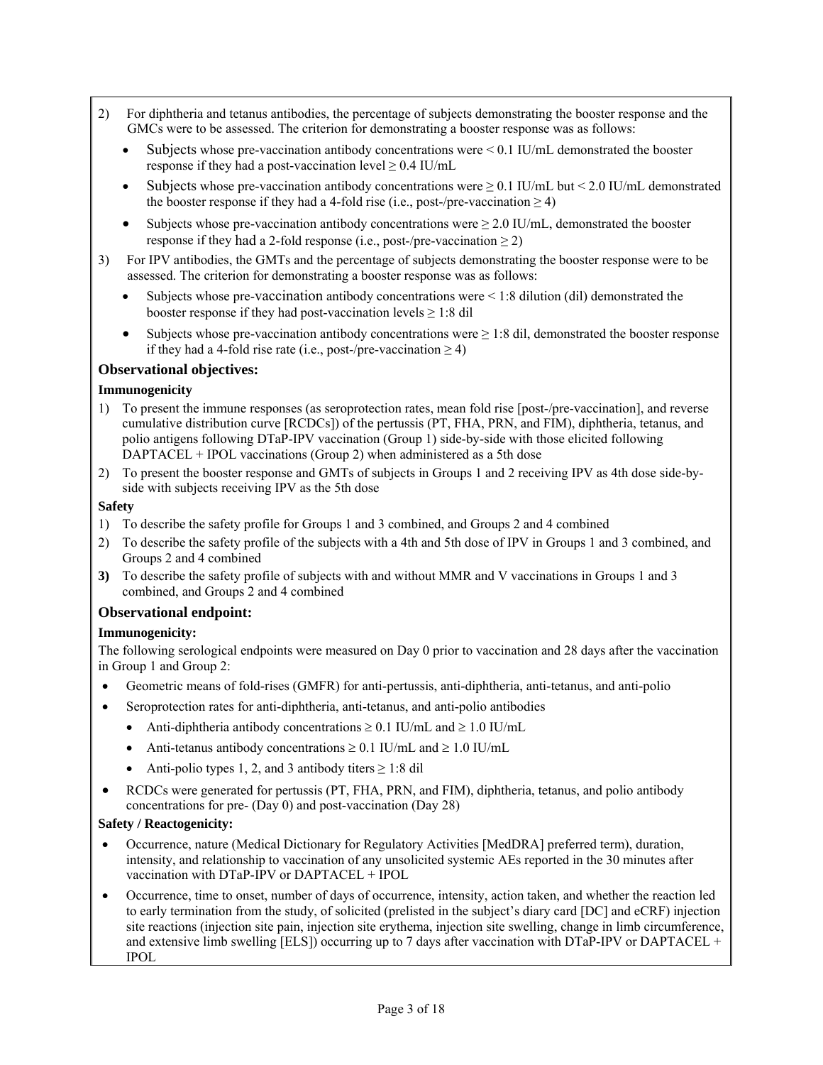2) For diphtheria and tetanus antibodies, the percentage of subjects demonstrating the booster response and the GMCs were to be assessed. The criterion for demonstrating a booster response was as follows:
   - Subjects whose pre-vaccination antibody concentrations were < 0.1 IU/mL demonstrated the booster response if they had a post-vaccination level ≥ 0.4 IU/mL
   - Subjects whose pre-vaccination antibody concentrations were ≥ 0.1 IU/mL but < 2.0 IU/mL demonstrated the booster response if they had a 4-fold rise (i.e., post-/pre-vaccination ≥ 4)
   - Subjects whose pre-vaccination antibody concentrations were ≥ 2.0 IU/mL, demonstrated the booster response if they had a 2-fold response (i.e., post-/pre-vaccination ≥ 2)
3) For IPV antibodies, the GMTs and the percentage of subjects demonstrating the booster response were to be assessed. The criterion for demonstrating a booster response was as follows:
   - Subjects whose pre-vaccination antibody concentrations were < 1:8 dilution (dil) demonstrated the booster response if they had post-vaccination levels ≥ 1:8 dil
   - Subjects whose pre-vaccination antibody concentrations were ≥ 1:8 dil, demonstrated the booster response if they had a 4-fold rise rate (i.e., post-/pre-vaccination ≥ 4)

### Observational objectives:

#### Immunogenicity

1) To present the immune responses (as seroprotection rates, mean fold rise [post-/pre-vaccination], and reverse cumulative distribution curve [RCDCs]) of the pertussis (PT, FHA, PRN, and FIM), diphtheria, tetanus, and polio antigens following DTaP-IPV vaccination (Group 1) side-by-side with those elicited following DAPTACEL + IPOL vaccinations (Group 2) when administered as a 5th dose
2) To present the booster response and GMTs of subjects in Groups 1 and 2 receiving IPV as 4th dose side-by-side with subjects receiving IPV as the 5th dose

#### Safety

1) To describe the safety profile for Groups 1 and 3 combined, and Groups 2 and 4 combined
2) To describe the safety profile of the subjects with a 4th and 5th dose of IPV in Groups 1 and 3 combined, and Groups 2 and 4 combined
3) To describe the safety profile of subjects with and without MMR and V vaccinations in Groups 1 and 3 combined, and Groups 2 and 4 combined

### Observational endpoint:

#### Immunogenicity:

The following serological endpoints were measured on Day 0 prior to vaccination and 28 days after the vaccination in Group 1 and Group 2:

- Geometric means of fold-rises (GMFR) for anti-pertussis, anti-diphtheria, anti-tetanus, and anti-polio
- Seroprotection rates for anti-diphtheria, anti-tetanus, and anti-polio antibodies
  - Anti-diphtheria antibody concentrations ≥ 0.1 IU/mL and ≥ 1.0 IU/mL
  - Anti-tetanus antibody concentrations ≥ 0.1 IU/mL and ≥ 1.0 IU/mL
  - Anti-polio types 1, 2, and 3 antibody titers ≥ 1:8 dil
- RCDCs were generated for pertussis (PT, FHA, PRN, and FIM), diphtheria, tetanus, and polio antibody concentrations for pre- (Day 0) and post-vaccination (Day 28)

#### Safety / Reactogenicity:

- Occurrence, nature (Medical Dictionary for Regulatory Activities [MedDRA] preferred term), duration, intensity, and relationship to vaccination of any unsolicited systemic AEs reported in the 30 minutes after vaccination with DTaP-IPV or DAPTACEL + IPOL
- Occurrence, time to onset, number of days of occurrence, intensity, action taken, and whether the reaction led to early termination from the study, of solicited (prelisted in the subject's diary card [DC] and eCRF) injection site reactions (injection site pain, injection site erythema, injection site swelling, change in limb circumference, and extensive limb swelling [ELS]) occurring up to 7 days after vaccination with DTaP-IPV or DAPTACEL + IPOL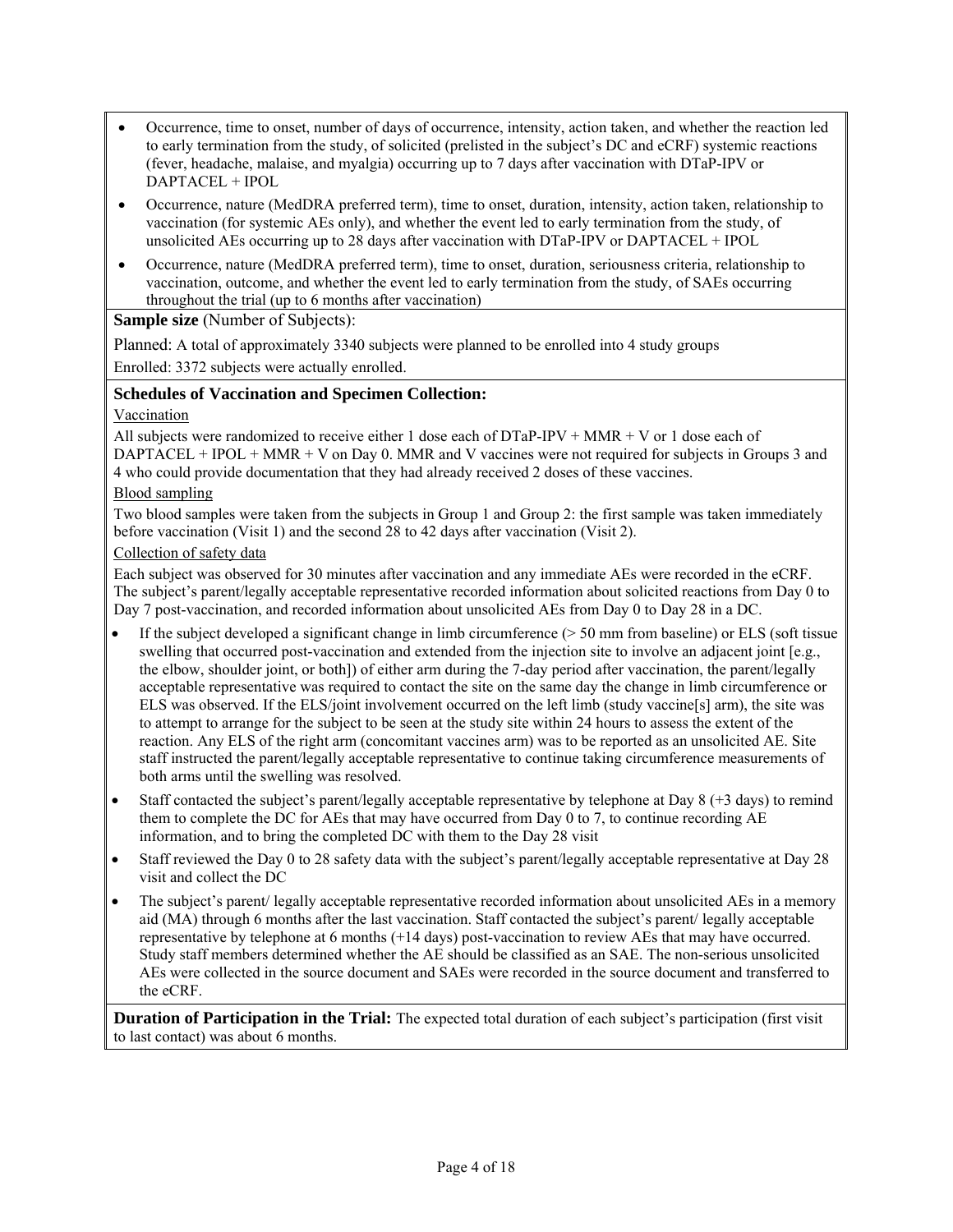- Occurrence, time to onset, number of days of occurrence, intensity, action taken, and whether the reaction led to early termination from the study, of solicited (prelisted in the subject's DC and eCRF) systemic reactions (fever, headache, malaise, and myalgia) occurring up to 7 days after vaccination with DTaP-IPV or DAPTACEL + IPOL
- Occurrence, nature (MedDRA preferred term), time to onset, duration, intensity, action taken, relationship to vaccination (for systemic AEs only), and whether the event led to early termination from the study, of unsolicited AEs occurring up to 28 days after vaccination with DTaP-IPV or DAPTACEL + IPOL
- Occurrence, nature (MedDRA preferred term), time to onset, duration, seriousness criteria, relationship to vaccination, outcome, and whether the event led to early termination from the study, of SAEs occurring throughout the trial (up to 6 months after vaccination)

**Sample size** (Number of Subjects):

Planned: A total of approximately 3340 subjects were planned to be enrolled into 4 study groups

Enrolled: 3372 subjects were actually enrolled.

**Schedules of Vaccination and Specimen Collection:**

Vaccination

All subjects were randomized to receive either 1 dose each of DTaP-IPV + MMR + V or 1 dose each of DAPTACEL + IPOL + MMR + V on Day 0. MMR and V vaccines were not required for subjects in Groups 3 and 4 who could provide documentation that they had already received 2 doses of these vaccines.

Blood sampling

Two blood samples were taken from the subjects in Group 1 and Group 2: the first sample was taken immediately before vaccination (Visit 1) and the second 28 to 42 days after vaccination (Visit 2).

Collection of safety data

Each subject was observed for 30 minutes after vaccination and any immediate AEs were recorded in the eCRF. The subject's parent/legally acceptable representative recorded information about solicited reactions from Day 0 to Day 7 post-vaccination, and recorded information about unsolicited AEs from Day 0 to Day 28 in a DC.

- If the subject developed a significant change in limb circumference (> 50 mm from baseline) or ELS (soft tissue swelling that occurred post-vaccination and extended from the injection site to involve an adjacent joint [e.g., the elbow, shoulder joint, or both]) of either arm during the 7-day period after vaccination, the parent/legally acceptable representative was required to contact the site on the same day the change in limb circumference or ELS was observed. If the ELS/joint involvement occurred on the left limb (study vaccine[s] arm), the site was to attempt to arrange for the subject to be seen at the study site within 24 hours to assess the extent of the reaction. Any ELS of the right arm (concomitant vaccines arm) was to be reported as an unsolicited AE. Site staff instructed the parent/legally acceptable representative to continue taking circumference measurements of both arms until the swelling was resolved.
- Staff contacted the subject's parent/legally acceptable representative by telephone at Day 8 (+3 days) to remind them to complete the DC for AEs that may have occurred from Day 0 to 7, to continue recording AE information, and to bring the completed DC with them to the Day 28 visit
- Staff reviewed the Day 0 to 28 safety data with the subject's parent/legally acceptable representative at Day 28 visit and collect the DC
- The subject's parent/ legally acceptable representative recorded information about unsolicited AEs in a memory aid (MA) through 6 months after the last vaccination. Staff contacted the subject's parent/ legally acceptable representative by telephone at 6 months (+14 days) post-vaccination to review AEs that may have occurred. Study staff members determined whether the AE should be classified as an SAE. The non-serious unsolicited AEs were collected in the source document and SAEs were recorded in the source document and transferred to the eCRF.

**Duration of Participation in the Trial:** The expected total duration of each subject's participation (first visit to last contact) was about 6 months.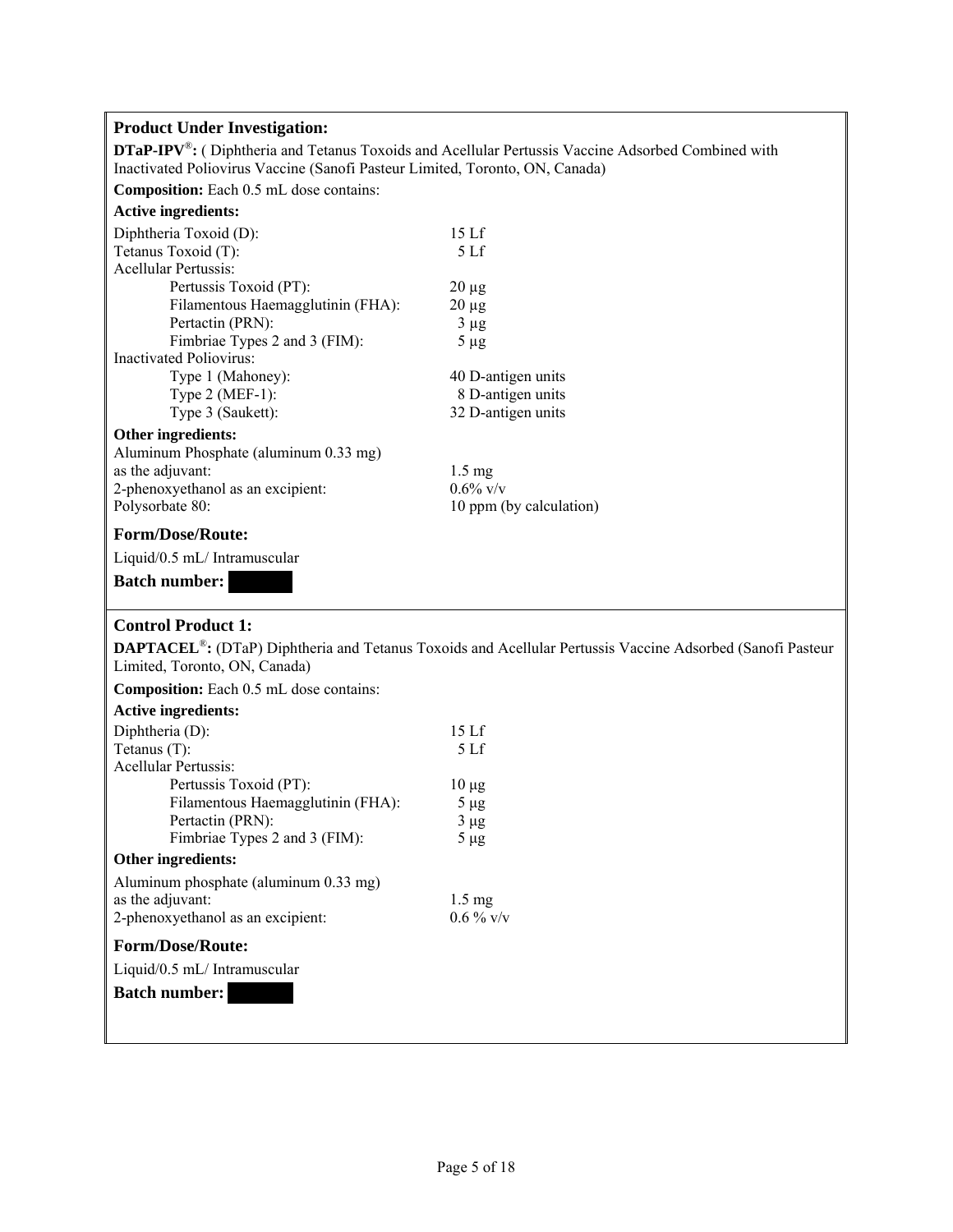**Product Under Investigation:**

**DTaP-IPV®:** ( Diphtheria and Tetanus Toxoids and Acellular Pertussis Vaccine Adsorbed Combined with Inactivated Poliovirus Vaccine (Sanofi Pasteur Limited, Toronto, ON, Canada)

**Composition:** Each 0.5 mL dose contains:

**Active ingredients:**

| | |
|---|---|
| Diphtheria Toxoid (D): | 15 Lf |
| Tetanus Toxoid (T): | 5 Lf |
| Acellular Pertussis: | |
| Pertussis Toxoid (PT): | 20 µg |
| Filamentous Haemagglutinin (FHA): | 20 µg |
| Pertactin (PRN): | 3 µg |
| Fimbriae Types 2 and 3 (FIM): | 5 µg |
| Inactivated Poliovirus: | |
| Type 1 (Mahoney): | 40 D-antigen units |
| Type 2 (MEF-1): | 8 D-antigen units |
| Type 3 (Saukett): | 32 D-antigen units |

**Other ingredients:**

| | |
|---|---|
| Aluminum Phosphate (aluminum 0.33 mg) as the adjuvant: | 1.5 mg |
| 2-phenoxyethanol as an excipient: | 0.6% v/v |
| Polysorbate 80: | 10 ppm (by calculation) |

**Form/Dose/Route:**

Liquid/0.5 mL/ Intramuscular

**Batch number:**

**Control Product 1:**

**DAPTACEL®:** (DTaP) Diphtheria and Tetanus Toxoids and Acellular Pertussis Vaccine Adsorbed (Sanofi Pasteur Limited, Toronto, ON, Canada)

**Composition:** Each 0.5 mL dose contains:

**Active ingredients:**

| | |
|---|---|
| Diphtheria (D): | 15 Lf |
| Tetanus (T): | 5 Lf |
| Acellular Pertussis: | |
| Pertussis Toxoid (PT): | 10 µg |
| Filamentous Haemagglutinin (FHA): | 5 µg |
| Pertactin (PRN): | 3 µg |
| Fimbriae Types 2 and 3 (FIM): | 5 µg |

**Other ingredients:**

| | |
|---|---|
| Aluminum phosphate (aluminum 0.33 mg) as the adjuvant: | 1.5 mg |
| 2-phenoxyethanol as an excipient: | 0.6 % v/v |

**Form/Dose/Route:**

Liquid/0.5 mL/ Intramuscular

**Batch number:**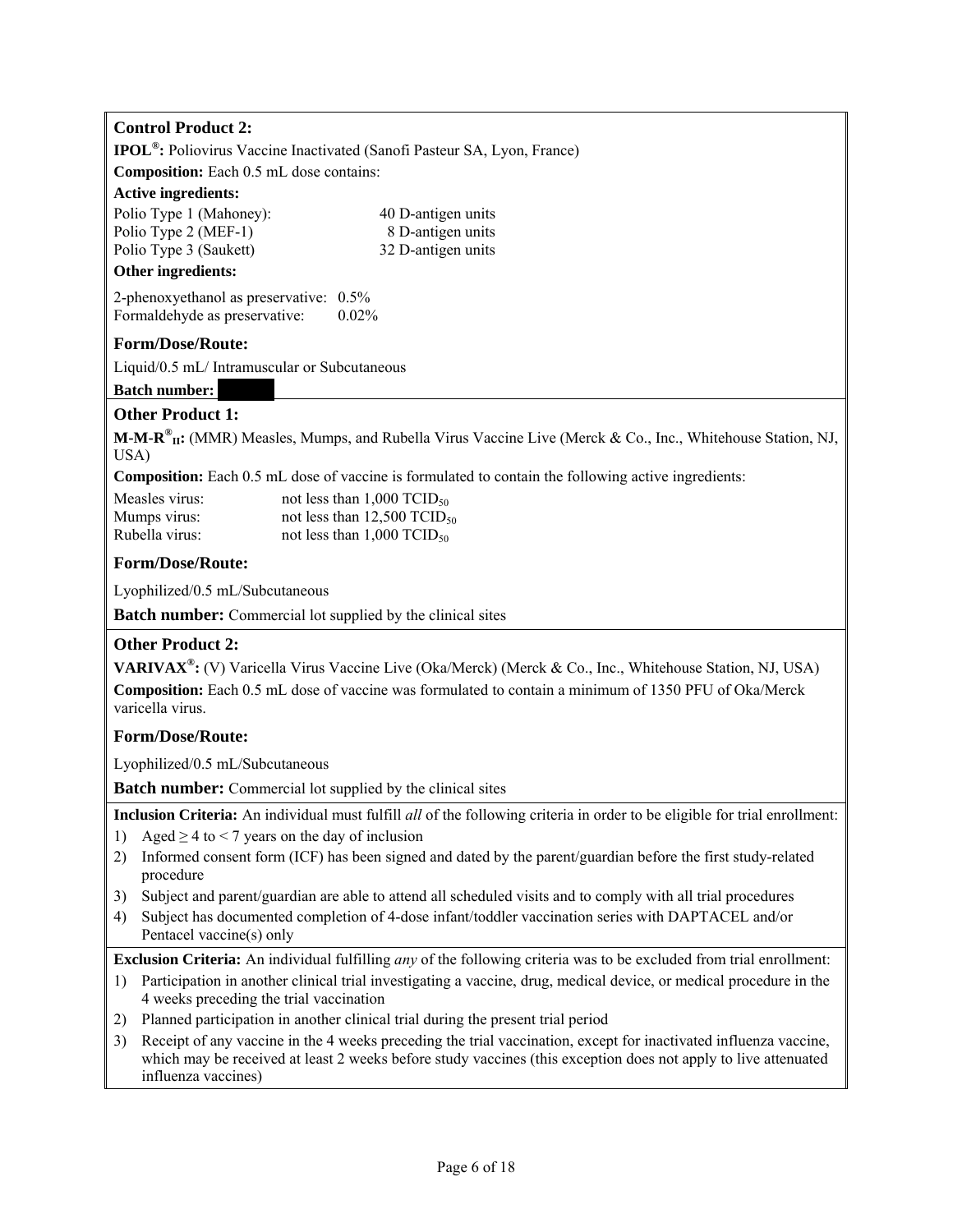**Control Product 2:**

**IPOL®:** Poliovirus Vaccine Inactivated (Sanofi Pasteur SA, Lyon, France)

**Composition:** Each 0.5 mL dose contains:

**Active ingredients:**

| | |
|---|---|
| Polio Type 1 (Mahoney): | 40 D-antigen units |
| Polio Type 2 (MEF-1) | 8 D-antigen units |
| Polio Type 3 (Saukett) | 32 D-antigen units |

**Other ingredients:**

| | |
|---|---|
| 2-phenoxyethanol as preservative: | 0.5% |
| Formaldehyde as preservative: | 0.02% |

**Form/Dose/Route:**

Liquid/0.5 mL/ Intramuscular or Subcutaneous

**Batch number:**

**Other Product 1:**

**M-M-R®$_{II}$:** (MMR) Measles, Mumps, and Rubella Virus Vaccine Live (Merck & Co., Inc., Whitehouse Station, NJ, USA)

**Composition:** Each 0.5 mL dose of vaccine is formulated to contain the following active ingredients:

| | |
|---|---|
| Measles virus: | not less than 1,000 $TCID_{50}$ |
| Mumps virus: | not less than 12,500 $TCID_{50}$ |
| Rubella virus: | not less than 1,000 $TCID_{50}$ |

**Form/Dose/Route:**

Lyophilized/0.5 mL/Subcutaneous

**Batch number:** Commercial lot supplied by the clinical sites

**Other Product 2:**

**VARIVAX®:** (V) Varicella Virus Vaccine Live (Oka/Merck) (Merck & Co., Inc., Whitehouse Station, NJ, USA)

**Composition:** Each 0.5 mL dose of vaccine was formulated to contain a minimum of 1350 PFU of Oka/Merck varicella virus.

**Form/Dose/Route:**

Lyophilized/0.5 mL/Subcutaneous

**Batch number:** Commercial lot supplied by the clinical sites

**Inclusion Criteria:** An individual must fulfill *all* of the following criteria in order to be eligible for trial enrollment:

1) Aged ≥ 4 to < 7 years on the day of inclusion
2) Informed consent form (ICF) has been signed and dated by the parent/guardian before the first study-related procedure
3) Subject and parent/guardian are able to attend all scheduled visits and to comply with all trial procedures
4) Subject has documented completion of 4-dose infant/toddler vaccination series with DAPTACEL and/or Pentacel vaccine(s) only

**Exclusion Criteria:** An individual fulfilling *any* of the following criteria was to be excluded from trial enrollment:

1) Participation in another clinical trial investigating a vaccine, drug, medical device, or medical procedure in the 4 weeks preceding the trial vaccination
2) Planned participation in another clinical trial during the present trial period
3) Receipt of any vaccine in the 4 weeks preceding the trial vaccination, except for inactivated influenza vaccine, which may be received at least 2 weeks before study vaccines (this exception does not apply to live attenuated influenza vaccines)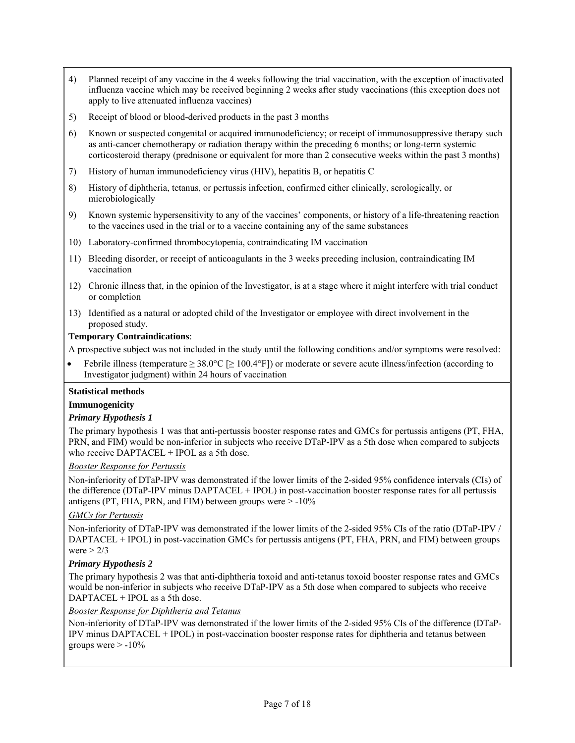4) Planned receipt of any vaccine in the 4 weeks following the trial vaccination, with the exception of inactivated influenza vaccine which may be received beginning 2 weeks after study vaccinations (this exception does not apply to live attenuated influenza vaccines)
5) Receipt of blood or blood-derived products in the past 3 months
6) Known or suspected congenital or acquired immunodeficiency; or receipt of immunosuppressive therapy such as anti-cancer chemotherapy or radiation therapy within the preceding 6 months; or long-term systemic corticosteroid therapy (prednisone or equivalent for more than 2 consecutive weeks within the past 3 months)
7) History of human immunodeficiency virus (HIV), hepatitis B, or hepatitis C
8) History of diphtheria, tetanus, or pertussis infection, confirmed either clinically, serologically, or microbiologically
9) Known systemic hypersensitivity to any of the vaccines' components, or history of a life-threatening reaction to the vaccines used in the trial or to a vaccine containing any of the same substances
10) Laboratory-confirmed thrombocytopenia, contraindicating IM vaccination
11) Bleeding disorder, or receipt of anticoagulants in the 3 weeks preceding inclusion, contraindicating IM vaccination
12) Chronic illness that, in the opinion of the Investigator, is at a stage where it might interfere with trial conduct or completion
13) Identified as a natural or adopted child of the Investigator or employee with direct involvement in the proposed study.

**Temporary Contraindications**:

A prospective subject was not included in the study until the following conditions and/or symptoms were resolved:

- Febrile illness (temperature ≥ 38.0°C [≥ 100.4°F]) or moderate or severe acute illness/infection (according to Investigator judgment) within 24 hours of vaccination

**Statistical methods**

**Immunogenicity**

***Primary Hypothesis 1***

The primary hypothesis 1 was that anti-pertussis booster response rates and GMCs for pertussis antigens (PT, FHA, PRN, and FIM) would be non-inferior in subjects who receive DTaP-IPV as a 5th dose when compared to subjects who receive DAPTACEL + IPOL as a 5th dose.

<u>*Booster Response for Pertussis*</u>

Non-inferiority of DTaP-IPV was demonstrated if the lower limits of the 2-sided 95% confidence intervals (CIs) of the difference (DTaP-IPV minus DAPTACEL + IPOL) in post-vaccination booster response rates for all pertussis antigens (PT, FHA, PRN, and FIM) between groups were > -10%

<u>*GMCs for Pertussis*</u>

Non-inferiority of DTaP-IPV was demonstrated if the lower limits of the 2-sided 95% CIs of the ratio (DTaP-IPV / DAPTACEL + IPOL) in post-vaccination GMCs for pertussis antigens (PT, FHA, PRN, and FIM) between groups were > 2/3

***Primary Hypothesis 2***

The primary hypothesis 2 was that anti-diphtheria toxoid and anti-tetanus toxoid booster response rates and GMCs would be non-inferior in subjects who receive DTaP-IPV as a 5th dose when compared to subjects who receive DAPTACEL + IPOL as a 5th dose.

<u>*Booster Response for Diphtheria and Tetanus*</u>

Non-inferiority of DTaP-IPV was demonstrated if the lower limits of the 2-sided 95% CIs of the difference (DTaP-IPV minus DAPTACEL + IPOL) in post-vaccination booster response rates for diphtheria and tetanus between groups were > -10%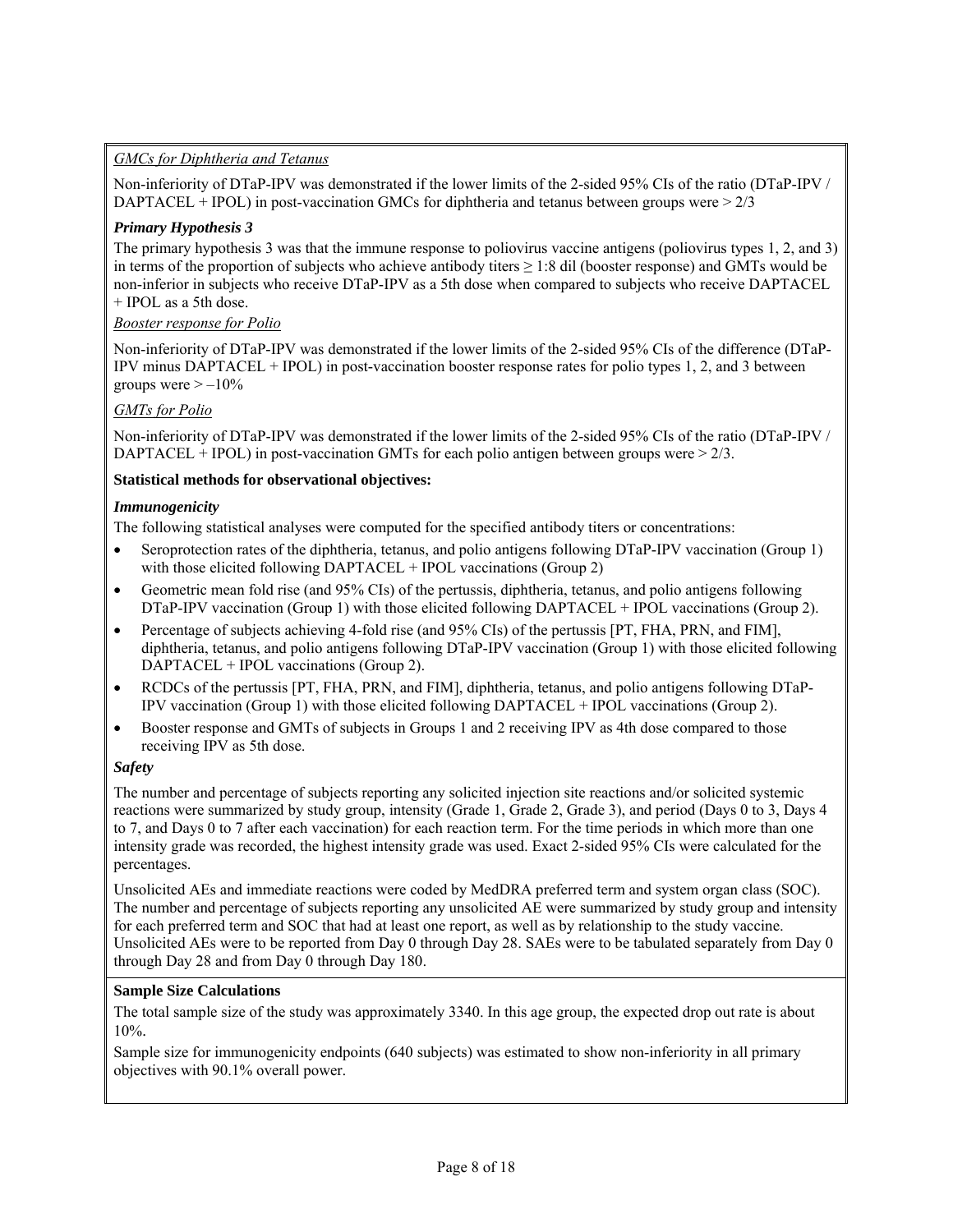*GMCs for Diphtheria and Tetanus*

Non-inferiority of DTaP-IPV was demonstrated if the lower limits of the 2-sided 95% CIs of the ratio (DTaP-IPV / DAPTACEL + IPOL) in post-vaccination GMCs for diphtheria and tetanus between groups were > 2/3

***Primary Hypothesis 3***

The primary hypothesis 3 was that the immune response to poliovirus vaccine antigens (poliovirus types 1, 2, and 3) in terms of the proportion of subjects who achieve antibody titers ≥ 1:8 dil (booster response) and GMTs would be non-inferior in subjects who receive DTaP-IPV as a 5th dose when compared to subjects who receive DAPTACEL + IPOL as a 5th dose.

*Booster response for Polio*

Non-inferiority of DTaP-IPV was demonstrated if the lower limits of the 2-sided 95% CIs of the difference (DTaP-IPV minus DAPTACEL + IPOL) in post-vaccination booster response rates for polio types 1, 2, and 3 between groups were > –10%

*GMTs for Polio*

Non-inferiority of DTaP-IPV was demonstrated if the lower limits of the 2-sided 95% CIs of the ratio (DTaP-IPV / DAPTACEL + IPOL) in post-vaccination GMTs for each polio antigen between groups were > 2/3.

**Statistical methods for observational objectives:**

***Immunogenicity***

The following statistical analyses were computed for the specified antibody titers or concentrations:

- Seroprotection rates of the diphtheria, tetanus, and polio antigens following DTaP-IPV vaccination (Group 1) with those elicited following DAPTACEL + IPOL vaccinations (Group 2)
- Geometric mean fold rise (and 95% CIs) of the pertussis, diphtheria, tetanus, and polio antigens following DTaP-IPV vaccination (Group 1) with those elicited following DAPTACEL + IPOL vaccinations (Group 2).
- Percentage of subjects achieving 4-fold rise (and 95% CIs) of the pertussis [PT, FHA, PRN, and FIM], diphtheria, tetanus, and polio antigens following DTaP-IPV vaccination (Group 1) with those elicited following DAPTACEL + IPOL vaccinations (Group 2).
- RCDCs of the pertussis [PT, FHA, PRN, and FIM], diphtheria, tetanus, and polio antigens following DTaP-IPV vaccination (Group 1) with those elicited following DAPTACEL + IPOL vaccinations (Group 2).
- Booster response and GMTs of subjects in Groups 1 and 2 receiving IPV as 4th dose compared to those receiving IPV as 5th dose.

***Safety***

The number and percentage of subjects reporting any solicited injection site reactions and/or solicited systemic reactions were summarized by study group, intensity (Grade 1, Grade 2, Grade 3), and period (Days 0 to 3, Days 4 to 7, and Days 0 to 7 after each vaccination) for each reaction term. For the time periods in which more than one intensity grade was recorded, the highest intensity grade was used. Exact 2-sided 95% CIs were calculated for the percentages.

Unsolicited AEs and immediate reactions were coded by MedDRA preferred term and system organ class (SOC). The number and percentage of subjects reporting any unsolicited AE were summarized by study group and intensity for each preferred term and SOC that had at least one report, as well as by relationship to the study vaccine. Unsolicited AEs were to be reported from Day 0 through Day 28. SAEs were to be tabulated separately from Day 0 through Day 28 and from Day 0 through Day 180.

**Sample Size Calculations**

The total sample size of the study was approximately 3340. In this age group, the expected drop out rate is about 10%.

Sample size for immunogenicity endpoints (640 subjects) was estimated to show non-inferiority in all primary objectives with 90.1% overall power.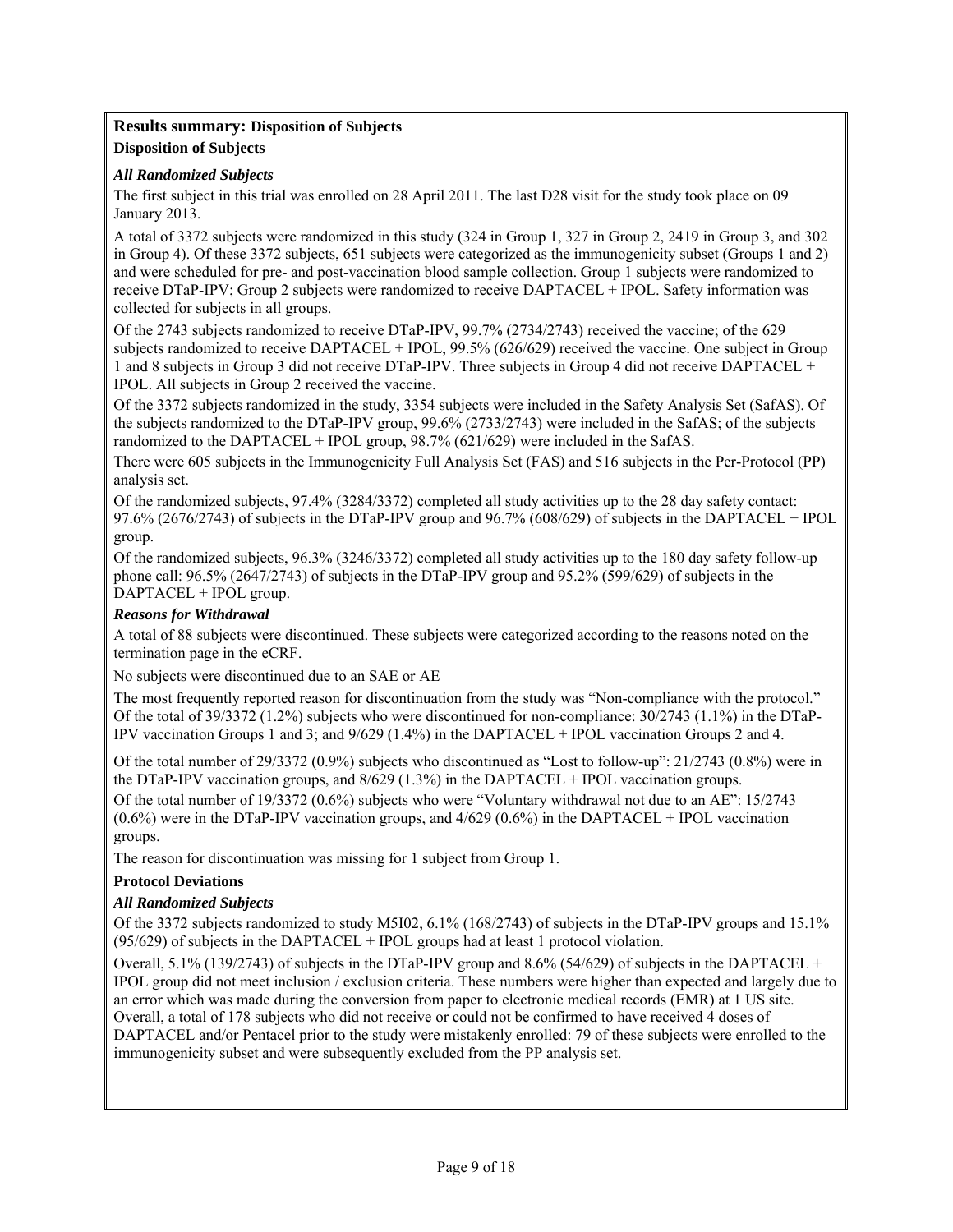## Results summary: Disposition of Subjects

### Disposition of Subjects

***All Randomized Subjects***

The first subject in this trial was enrolled on 28 April 2011. The last D28 visit for the study took place on 09 January 2013.

A total of 3372 subjects were randomized in this study (324 in Group 1, 327 in Group 2, 2419 in Group 3, and 302 in Group 4). Of these 3372 subjects, 651 subjects were categorized as the immunogenicity subset (Groups 1 and 2) and were scheduled for pre- and post-vaccination blood sample collection. Group 1 subjects were randomized to receive DTaP-IPV; Group 2 subjects were randomized to receive DAPTACEL + IPOL. Safety information was collected for subjects in all groups.

Of the 2743 subjects randomized to receive DTaP-IPV, 99.7% (2734/2743) received the vaccine; of the 629 subjects randomized to receive DAPTACEL + IPOL, 99.5% (626/629) received the vaccine. One subject in Group 1 and 8 subjects in Group 3 did not receive DTaP-IPV. Three subjects in Group 4 did not receive DAPTACEL + IPOL. All subjects in Group 2 received the vaccine.

Of the 3372 subjects randomized in the study, 3354 subjects were included in the Safety Analysis Set (SafAS). Of the subjects randomized to the DTaP-IPV group, 99.6% (2733/2743) were included in the SafAS; of the subjects randomized to the DAPTACEL + IPOL group, 98.7% (621/629) were included in the SafAS.

There were 605 subjects in the Immunogenicity Full Analysis Set (FAS) and 516 subjects in the Per-Protocol (PP) analysis set.

Of the randomized subjects, 97.4% (3284/3372) completed all study activities up to the 28 day safety contact: 97.6% (2676/2743) of subjects in the DTaP-IPV group and 96.7% (608/629) of subjects in the DAPTACEL + IPOL group.

Of the randomized subjects, 96.3% (3246/3372) completed all study activities up to the 180 day safety follow-up phone call: 96.5% (2647/2743) of subjects in the DTaP-IPV group and 95.2% (599/629) of subjects in the DAPTACEL + IPOL group.

***Reasons for Withdrawal***

A total of 88 subjects were discontinued. These subjects were categorized according to the reasons noted on the termination page in the eCRF.

No subjects were discontinued due to an SAE or AE

The most frequently reported reason for discontinuation from the study was "Non-compliance with the protocol." Of the total of 39/3372 (1.2%) subjects who were discontinued for non-compliance: 30/2743 (1.1%) in the DTaP-IPV vaccination Groups 1 and 3; and 9/629 (1.4%) in the DAPTACEL + IPOL vaccination Groups 2 and 4.

Of the total number of 29/3372 (0.9%) subjects who discontinued as "Lost to follow-up": 21/2743 (0.8%) were in the DTaP-IPV vaccination groups, and 8/629 (1.3%) in the DAPTACEL + IPOL vaccination groups.

Of the total number of 19/3372 (0.6%) subjects who were "Voluntary withdrawal not due to an AE": 15/2743 (0.6%) were in the DTaP-IPV vaccination groups, and 4/629 (0.6%) in the DAPTACEL + IPOL vaccination groups.

The reason for discontinuation was missing for 1 subject from Group 1.

**Protocol Deviations**

***All Randomized Subjects***

Of the 3372 subjects randomized to study M5I02, 6.1% (168/2743) of subjects in the DTaP-IPV groups and 15.1% (95/629) of subjects in the DAPTACEL + IPOL groups had at least 1 protocol violation.

Overall, 5.1% (139/2743) of subjects in the DTaP-IPV group and 8.6% (54/629) of subjects in the DAPTACEL + IPOL group did not meet inclusion / exclusion criteria. These numbers were higher than expected and largely due to an error which was made during the conversion from paper to electronic medical records (EMR) at 1 US site. Overall, a total of 178 subjects who did not receive or could not be confirmed to have received 4 doses of DAPTACEL and/or Pentacel prior to the study were mistakenly enrolled: 79 of these subjects were enrolled to the immunogenicity subset and were subsequently excluded from the PP analysis set.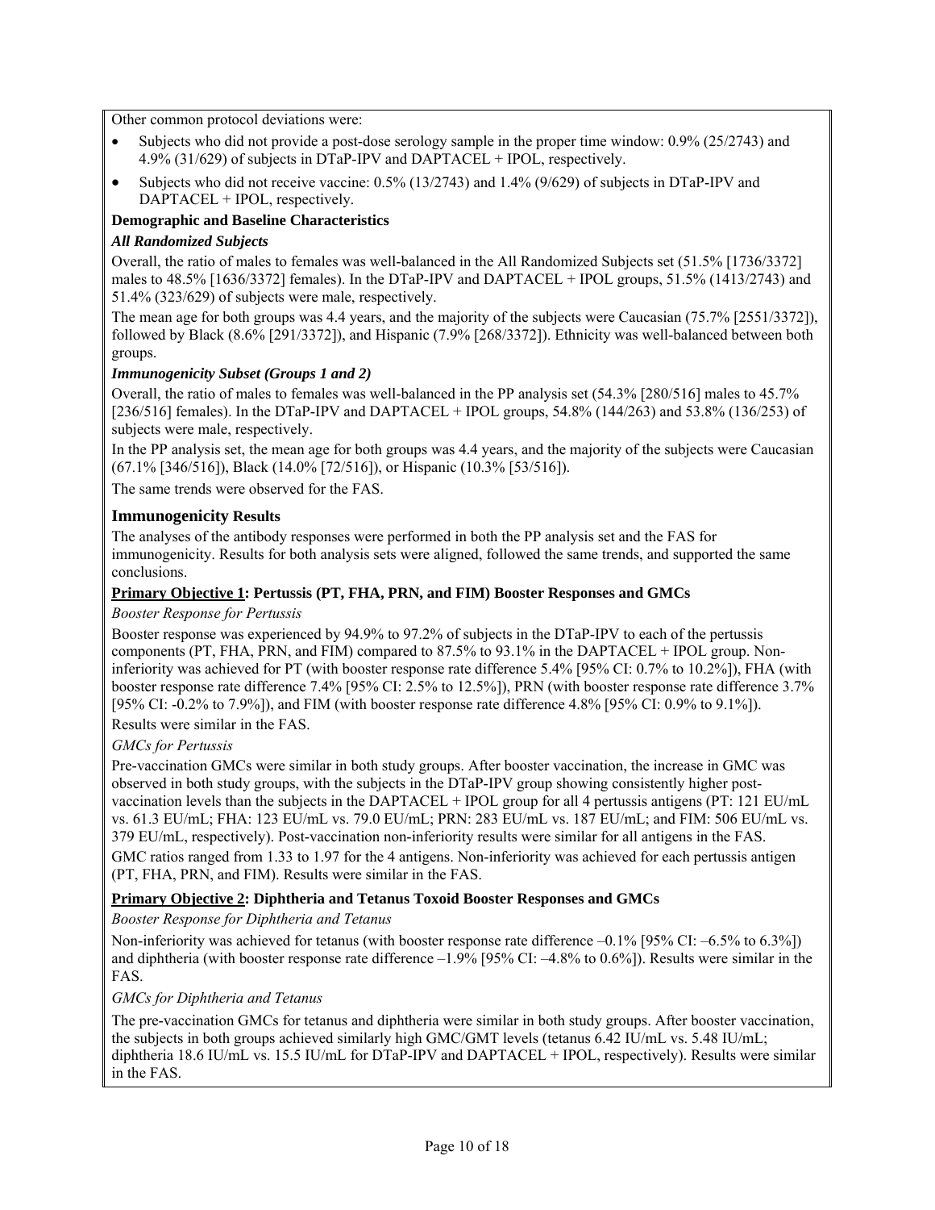Other common protocol deviations were:

- Subjects who did not provide a post-dose serology sample in the proper time window: 0.9% (25/2743) and 4.9% (31/629) of subjects in DTaP-IPV and DAPTACEL + IPOL, respectively.
- Subjects who did not receive vaccine: 0.5% (13/2743) and 1.4% (9/629) of subjects in DTaP-IPV and DAPTACEL + IPOL, respectively.

**Demographic and Baseline Characteristics**

***All Randomized Subjects***

Overall, the ratio of males to females was well-balanced in the All Randomized Subjects set (51.5% [1736/3372] males to 48.5% [1636/3372] females). In the DTaP-IPV and DAPTACEL + IPOL groups, 51.5% (1413/2743) and 51.4% (323/629) of subjects were male, respectively.

The mean age for both groups was 4.4 years, and the majority of the subjects were Caucasian (75.7% [2551/3372]), followed by Black (8.6% [291/3372]), and Hispanic (7.9% [268/3372]). Ethnicity was well-balanced between both groups.

***Immunogenicity Subset (Groups 1 and 2)***

Overall, the ratio of males to females was well-balanced in the PP analysis set (54.3% [280/516] males to 45.7% [236/516] females). In the DTaP-IPV and DAPTACEL + IPOL groups, 54.8% (144/263) and 53.8% (136/253) of subjects were male, respectively.

In the PP analysis set, the mean age for both groups was 4.4 years, and the majority of the subjects were Caucasian (67.1% [346/516]), Black (14.0% [72/516]), or Hispanic (10.3% [53/516]).

The same trends were observed for the FAS.

## Immunogenicity Results

The analyses of the antibody responses were performed in both the PP analysis set and the FAS for immunogenicity. Results for both analysis sets were aligned, followed the same trends, and supported the same conclusions.

**Primary Objective 1: Pertussis (PT, FHA, PRN, and FIM) Booster Responses and GMCs**

*Booster Response for Pertussis*

Booster response was experienced by 94.9% to 97.2% of subjects in the DTaP-IPV to each of the pertussis components (PT, FHA, PRN, and FIM) compared to 87.5% to 93.1% in the DAPTACEL + IPOL group. Non-inferiority was achieved for PT (with booster response rate difference 5.4% [95% CI: 0.7% to 10.2%]), FHA (with booster response rate difference 7.4% [95% CI: 2.5% to 12.5%]), PRN (with booster response rate difference 3.7% [95% CI: -0.2% to 7.9%]), and FIM (with booster response rate difference 4.8% [95% CI: 0.9% to 9.1%]). Results were similar in the FAS.

*GMCs for Pertussis*

Pre-vaccination GMCs were similar in both study groups. After booster vaccination, the increase in GMC was observed in both study groups, with the subjects in the DTaP-IPV group showing consistently higher post-vaccination levels than the subjects in the DAPTACEL + IPOL group for all 4 pertussis antigens (PT: 121 EU/mL vs. 61.3 EU/mL; FHA: 123 EU/mL vs. 79.0 EU/mL; PRN: 283 EU/mL vs. 187 EU/mL; and FIM: 506 EU/mL vs. 379 EU/mL, respectively). Post-vaccination non-inferiority results were similar for all antigens in the FAS.

GMC ratios ranged from 1.33 to 1.97 for the 4 antigens. Non-inferiority was achieved for each pertussis antigen (PT, FHA, PRN, and FIM). Results were similar in the FAS.

**Primary Objective 2: Diphtheria and Tetanus Toxoid Booster Responses and GMCs**

*Booster Response for Diphtheria and Tetanus*

Non-inferiority was achieved for tetanus (with booster response rate difference –0.1% [95% CI: –6.5% to 6.3%]) and diphtheria (with booster response rate difference –1.9% [95% CI: –4.8% to 0.6%]). Results were similar in the FAS.

*GMCs for Diphtheria and Tetanus*

The pre-vaccination GMCs for tetanus and diphtheria were similar in both study groups. After booster vaccination, the subjects in both groups achieved similarly high GMC/GMT levels (tetanus 6.42 IU/mL vs. 5.48 IU/mL; diphtheria 18.6 IU/mL vs. 15.5 IU/mL for DTaP-IPV and DAPTACEL + IPOL, respectively). Results were similar in the FAS.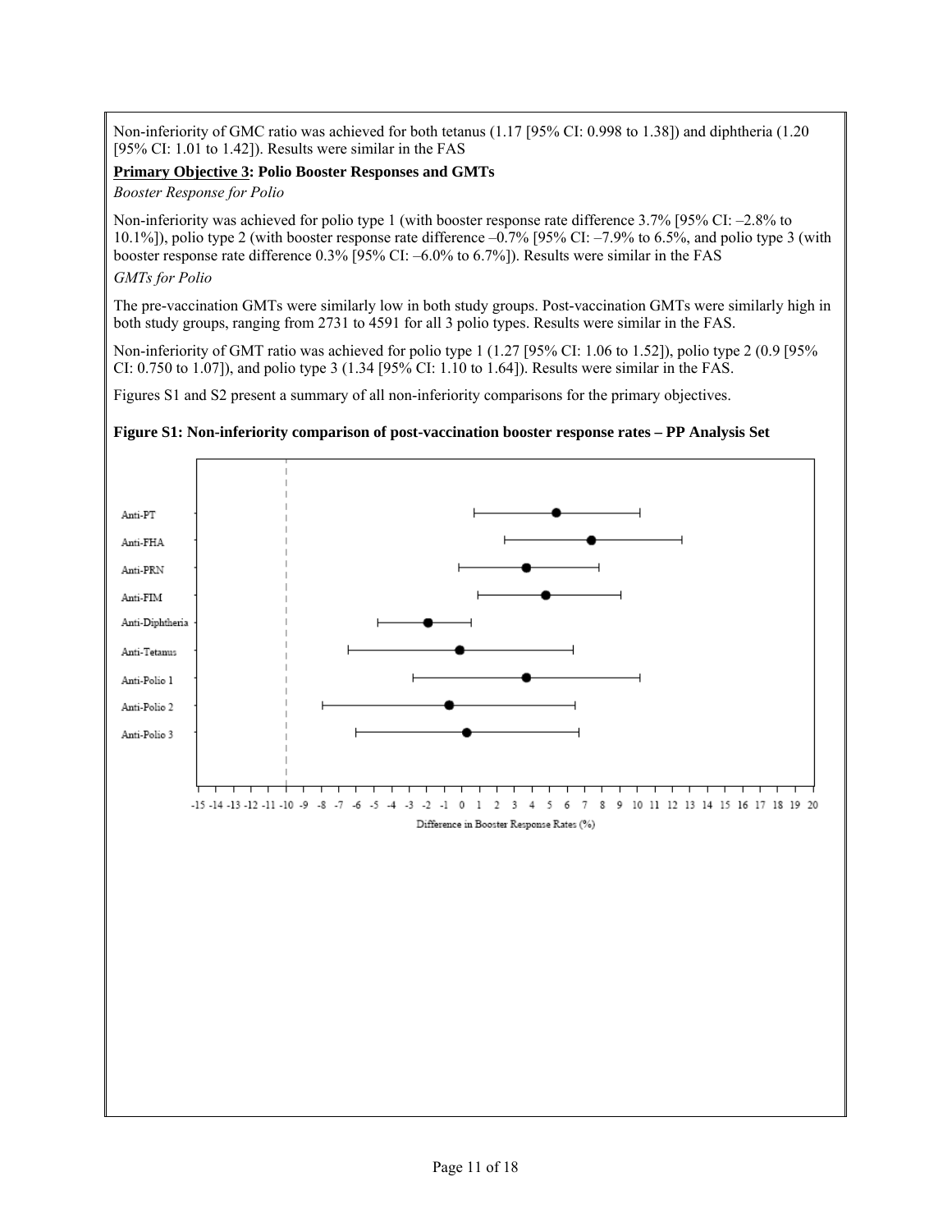Non-inferiority of GMC ratio was achieved for both tetanus (1.17 [95% CI: 0.998 to 1.38]) and diphtheria (1.20 [95% CI: 1.01 to 1.42]). Results were similar in the FAS

**<u>Primary Objective 3</u>: Polio Booster Responses and GMTs**

*Booster Response for Polio*

Non-inferiority was achieved for polio type 1 (with booster response rate difference 3.7% [95% CI: –2.8% to 10.1%]), polio type 2 (with booster response rate difference –0.7% [95% CI: –7.9% to 6.5%, and polio type 3 (with booster response rate difference 0.3% [95% CI: –6.0% to 6.7%]). Results were similar in the FAS

*GMTs for Polio*

The pre-vaccination GMTs were similarly low in both study groups. Post-vaccination GMTs were similarly high in both study groups, ranging from 2731 to 4591 for all 3 polio types. Results were similar in the FAS.

Non-inferiority of GMT ratio was achieved for polio type 1 (1.27 [95% CI: 1.06 to 1.52]), polio type 2 (0.9 [95% CI: 0.750 to 1.07]), and polio type 3 (1.34 [95% CI: 1.10 to 1.64]). Results were similar in the FAS.

Figures S1 and S2 present a summary of all non-inferiority comparisons for the primary objectives.

**Figure S1: Non-inferiority comparison of post-vaccination booster response rates – PP Analysis Set**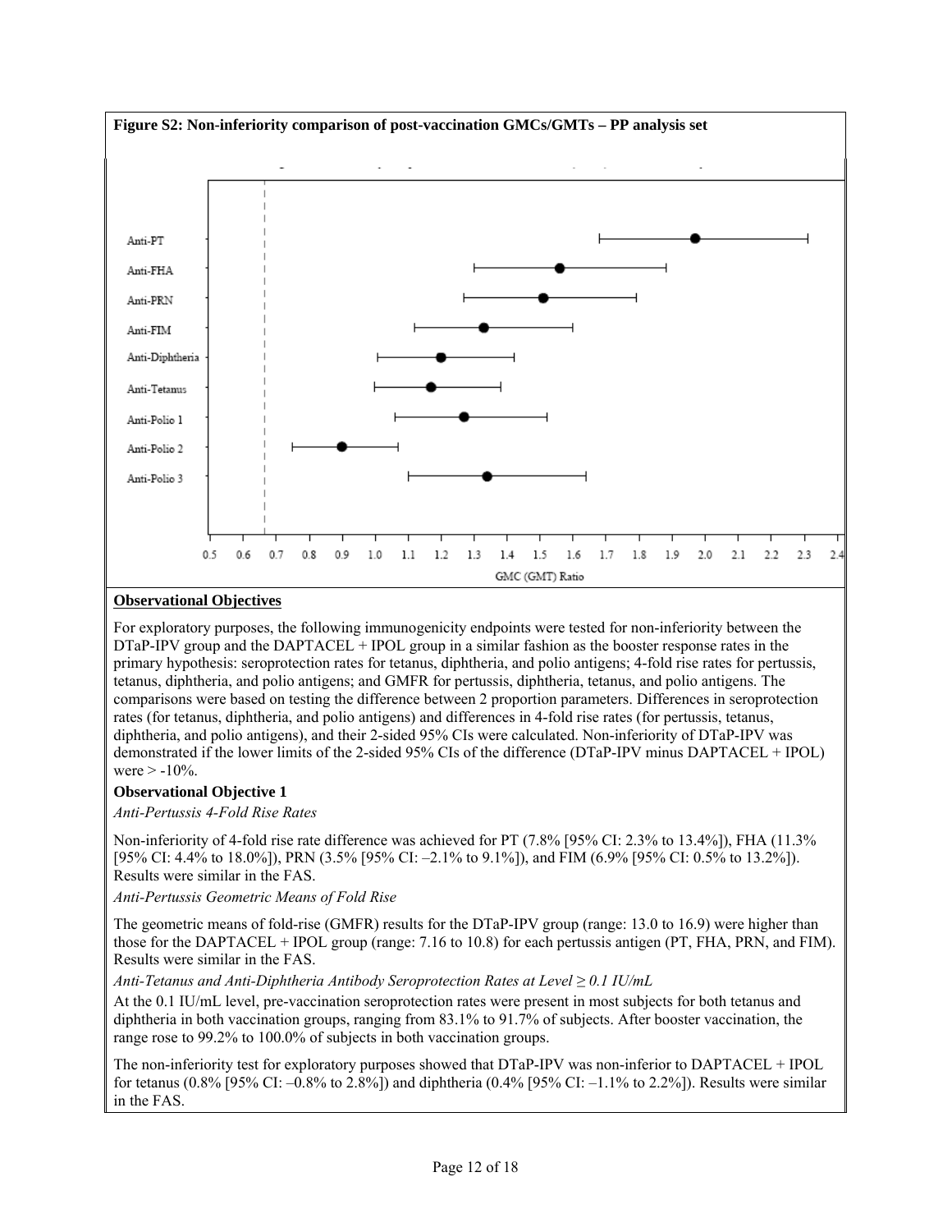**Figure S2: Non-inferiority comparison of post-vaccination GMCs/GMTs – PP analysis set**

**Observational Objectives**

For exploratory purposes, the following immunogenicity endpoints were tested for non-inferiority between the DTaP-IPV group and the DAPTACEL + IPOL group in a similar fashion as the booster response rates in the primary hypothesis: seroprotection rates for tetanus, diphtheria, and polio antigens; 4-fold rise rates for pertussis, tetanus, diphtheria, and polio antigens; and GMFR for pertussis, diphtheria, tetanus, and polio antigens. The comparisons were based on testing the difference between 2 proportion parameters. Differences in seroprotection rates (for tetanus, diphtheria, and polio antigens) and differences in 4-fold rise rates (for pertussis, tetanus, diphtheria, and polio antigens), and their 2-sided 95% CIs were calculated. Non-inferiority of DTaP-IPV was demonstrated if the lower limits of the 2-sided 95% CIs of the difference (DTaP-IPV minus DAPTACEL + IPOL) were > -10%.

**Observational Objective 1**

*Anti-Pertussis 4-Fold Rise Rates*

Non-inferiority of 4-fold rise rate difference was achieved for PT (7.8% [95% CI: 2.3% to 13.4%]), FHA (11.3% [95% CI: 4.4% to 18.0%]), PRN (3.5% [95% CI: –2.1% to 9.1%]), and FIM (6.9% [95% CI: 0.5% to 13.2%]). Results were similar in the FAS.

*Anti-Pertussis Geometric Means of Fold Rise*

The geometric means of fold-rise (GMFR) results for the DTaP-IPV group (range: 13.0 to 16.9) were higher than those for the DAPTACEL + IPOL group (range: 7.16 to 10.8) for each pertussis antigen (PT, FHA, PRN, and FIM). Results were similar in the FAS.

*Anti-Tetanus and Anti-Diphtheria Antibody Seroprotection Rates at Level ≥ 0.1 IU/mL*

At the 0.1 IU/mL level, pre-vaccination seroprotection rates were present in most subjects for both tetanus and diphtheria in both vaccination groups, ranging from 83.1% to 91.7% of subjects. After booster vaccination, the range rose to 99.2% to 100.0% of subjects in both vaccination groups.

The non-inferiority test for exploratory purposes showed that DTaP-IPV was non-inferior to DAPTACEL + IPOL for tetanus (0.8% [95% CI: –0.8% to 2.8%]) and diphtheria (0.4% [95% CI: –1.1% to 2.2%]). Results were similar in the FAS.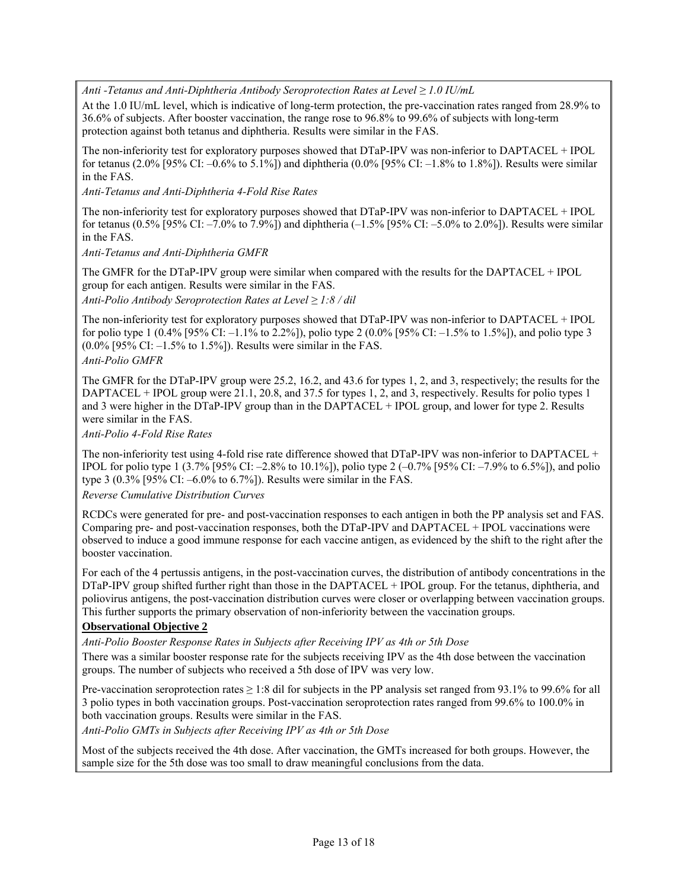*Anti -Tetanus and Anti-Diphtheria Antibody Seroprotection Rates at Level ≥ 1.0 IU/mL*

At the 1.0 IU/mL level, which is indicative of long-term protection, the pre-vaccination rates ranged from 28.9% to 36.6% of subjects. After booster vaccination, the range rose to 96.8% to 99.6% of subjects with long-term protection against both tetanus and diphtheria. Results were similar in the FAS.

The non-inferiority test for exploratory purposes showed that DTaP-IPV was non-inferior to DAPTACEL + IPOL for tetanus (2.0% [95% CI: –0.6% to 5.1%]) and diphtheria (0.0% [95% CI: –1.8% to 1.8%]). Results were similar in the FAS.

*Anti-Tetanus and Anti-Diphtheria 4-Fold Rise Rates*

The non-inferiority test for exploratory purposes showed that DTaP-IPV was non-inferior to DAPTACEL + IPOL for tetanus (0.5% [95% CI: –7.0% to 7.9%]) and diphtheria (–1.5% [95% CI: –5.0% to 2.0%]). Results were similar in the FAS.

*Anti-Tetanus and Anti-Diphtheria GMFR*

The GMFR for the DTaP-IPV group were similar when compared with the results for the DAPTACEL + IPOL group for each antigen. Results were similar in the FAS.

*Anti-Polio Antibody Seroprotection Rates at Level ≥ 1:8 / dil*

The non-inferiority test for exploratory purposes showed that DTaP-IPV was non-inferior to DAPTACEL + IPOL for polio type 1 (0.4% [95% CI: –1.1% to 2.2%]), polio type 2 (0.0% [95% CI: –1.5% to 1.5%]), and polio type 3 (0.0% [95% CI: –1.5% to 1.5%]). Results were similar in the FAS.

*Anti-Polio GMFR*

The GMFR for the DTaP-IPV group were 25.2, 16.2, and 43.6 for types 1, 2, and 3, respectively; the results for the DAPTACEL + IPOL group were 21.1, 20.8, and 37.5 for types 1, 2, and 3, respectively. Results for polio types 1 and 3 were higher in the DTaP-IPV group than in the DAPTACEL + IPOL group, and lower for type 2. Results were similar in the FAS.

*Anti-Polio 4-Fold Rise Rates*

The non-inferiority test using 4-fold rise rate difference showed that DTaP-IPV was non-inferior to DAPTACEL + IPOL for polio type 1 (3.7% [95% CI: –2.8% to 10.1%]), polio type 2 (–0.7% [95% CI: –7.9% to 6.5%]), and polio type 3 (0.3% [95% CI: –6.0% to 6.7%]). Results were similar in the FAS.

*Reverse Cumulative Distribution Curves*

RCDCs were generated for pre- and post-vaccination responses to each antigen in both the PP analysis set and FAS. Comparing pre- and post-vaccination responses, both the DTaP-IPV and DAPTACEL + IPOL vaccinations were observed to induce a good immune response for each vaccine antigen, as evidenced by the shift to the right after the booster vaccination.

For each of the 4 pertussis antigens, in the post-vaccination curves, the distribution of antibody concentrations in the DTaP-IPV group shifted further right than those in the DAPTACEL + IPOL group. For the tetanus, diphtheria, and poliovirus antigens, the post-vaccination distribution curves were closer or overlapping between vaccination groups. This further supports the primary observation of non-inferiority between the vaccination groups.

**Observational Objective 2**

*Anti-Polio Booster Response Rates in Subjects after Receiving IPV as 4th or 5th Dose*

There was a similar booster response rate for the subjects receiving IPV as the 4th dose between the vaccination groups. The number of subjects who received a 5th dose of IPV was very low.

Pre-vaccination seroprotection rates ≥ 1:8 dil for subjects in the PP analysis set ranged from 93.1% to 99.6% for all 3 polio types in both vaccination groups. Post-vaccination seroprotection rates ranged from 99.6% to 100.0% in both vaccination groups. Results were similar in the FAS.

*Anti-Polio GMTs in Subjects after Receiving IPV as 4th or 5th Dose*

Most of the subjects received the 4th dose. After vaccination, the GMTs increased for both groups. However, the sample size for the 5th dose was too small to draw meaningful conclusions from the data.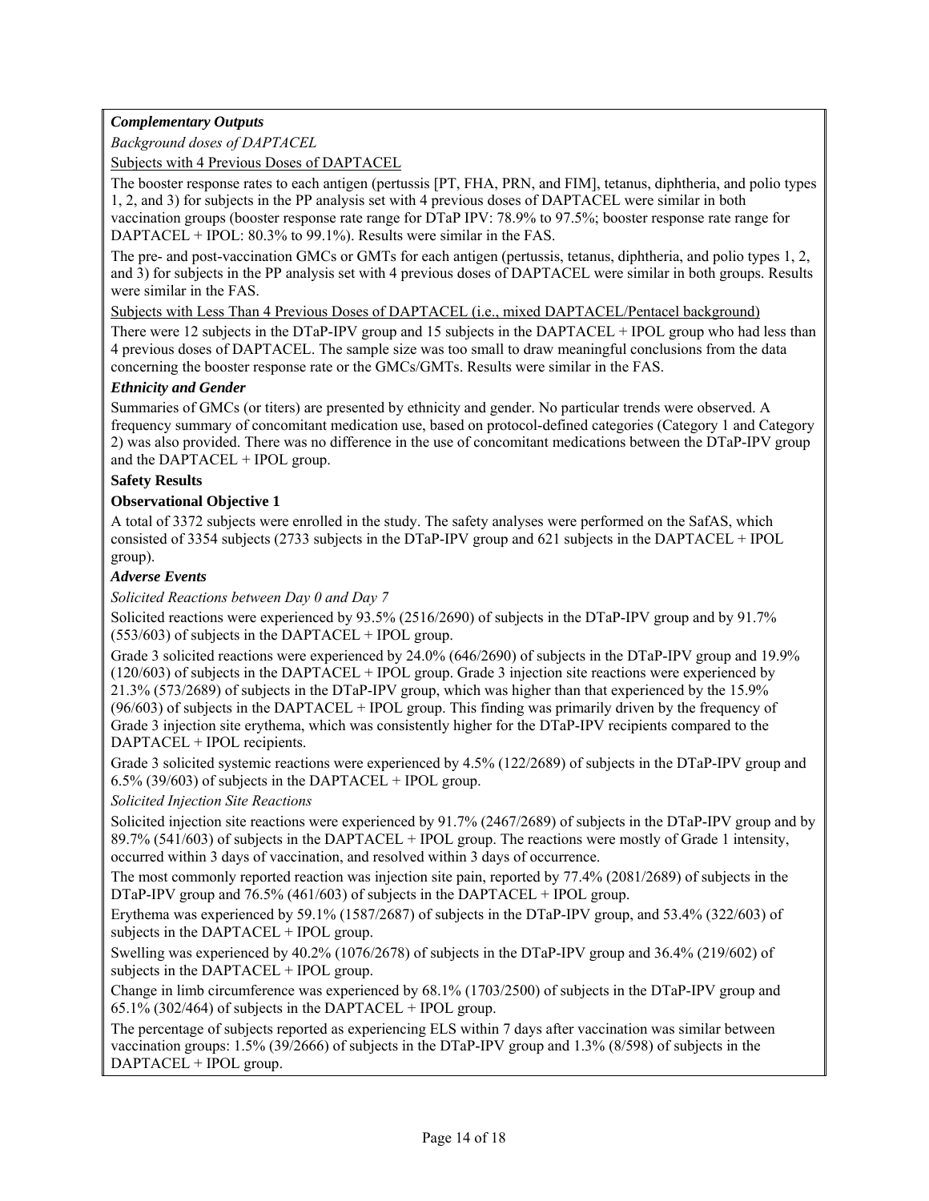***Complementary Outputs***

*Background doses of DAPTACEL*

Subjects with 4 Previous Doses of DAPTACEL

The booster response rates to each antigen (pertussis [PT, FHA, PRN, and FIM], tetanus, diphtheria, and polio types 1, 2, and 3) for subjects in the PP analysis set with 4 previous doses of DAPTACEL were similar in both vaccination groups (booster response rate range for DTaP IPV: 78.9% to 97.5%; booster response rate range for DAPTACEL + IPOL: 80.3% to 99.1%). Results were similar in the FAS.

The pre- and post-vaccination GMCs or GMTs for each antigen (pertussis, tetanus, diphtheria, and polio types 1, 2, and 3) for subjects in the PP analysis set with 4 previous doses of DAPTACEL were similar in both groups. Results were similar in the FAS.

Subjects with Less Than 4 Previous Doses of DAPTACEL (i.e., mixed DAPTACEL/Pentacel background)

There were 12 subjects in the DTaP-IPV group and 15 subjects in the DAPTACEL + IPOL group who had less than 4 previous doses of DAPTACEL. The sample size was too small to draw meaningful conclusions from the data concerning the booster response rate or the GMCs/GMTs. Results were similar in the FAS.

***Ethnicity and Gender***

Summaries of GMCs (or titers) are presented by ethnicity and gender. No particular trends were observed. A frequency summary of concomitant medication use, based on protocol-defined categories (Category 1 and Category 2) was also provided. There was no difference in the use of concomitant medications between the DTaP-IPV group and the DAPTACEL + IPOL group.

**Safety Results**

**Observational Objective 1**

A total of 3372 subjects were enrolled in the study. The safety analyses were performed on the SafAS, which consisted of 3354 subjects (2733 subjects in the DTaP-IPV group and 621 subjects in the DAPTACEL + IPOL group).

***Adverse Events***

*Solicited Reactions between Day 0 and Day 7*

Solicited reactions were experienced by 93.5% (2516/2690) of subjects in the DTaP-IPV group and by 91.7% (553/603) of subjects in the DAPTACEL + IPOL group.

Grade 3 solicited reactions were experienced by 24.0% (646/2690) of subjects in the DTaP-IPV group and 19.9% (120/603) of subjects in the DAPTACEL + IPOL group. Grade 3 injection site reactions were experienced by 21.3% (573/2689) of subjects in the DTaP-IPV group, which was higher than that experienced by the 15.9% (96/603) of subjects in the DAPTACEL + IPOL group. This finding was primarily driven by the frequency of Grade 3 injection site erythema, which was consistently higher for the DTaP-IPV recipients compared to the DAPTACEL + IPOL recipients.

Grade 3 solicited systemic reactions were experienced by 4.5% (122/2689) of subjects in the DTaP-IPV group and 6.5% (39/603) of subjects in the DAPTACEL + IPOL group.

*Solicited Injection Site Reactions*

Solicited injection site reactions were experienced by 91.7% (2467/2689) of subjects in the DTaP-IPV group and by 89.7% (541/603) of subjects in the DAPTACEL + IPOL group. The reactions were mostly of Grade 1 intensity, occurred within 3 days of vaccination, and resolved within 3 days of occurrence.

The most commonly reported reaction was injection site pain, reported by 77.4% (2081/2689) of subjects in the DTaP-IPV group and 76.5% (461/603) of subjects in the DAPTACEL + IPOL group.

Erythema was experienced by 59.1% (1587/2687) of subjects in the DTaP-IPV group, and 53.4% (322/603) of subjects in the DAPTACEL + IPOL group.

Swelling was experienced by 40.2% (1076/2678) of subjects in the DTaP-IPV group and 36.4% (219/602) of subjects in the DAPTACEL + IPOL group.

Change in limb circumference was experienced by 68.1% (1703/2500) of subjects in the DTaP-IPV group and 65.1% (302/464) of subjects in the DAPTACEL + IPOL group.

The percentage of subjects reported as experiencing ELS within 7 days after vaccination was similar between vaccination groups: 1.5% (39/2666) of subjects in the DTaP-IPV group and 1.3% (8/598) of subjects in the DAPTACEL + IPOL group.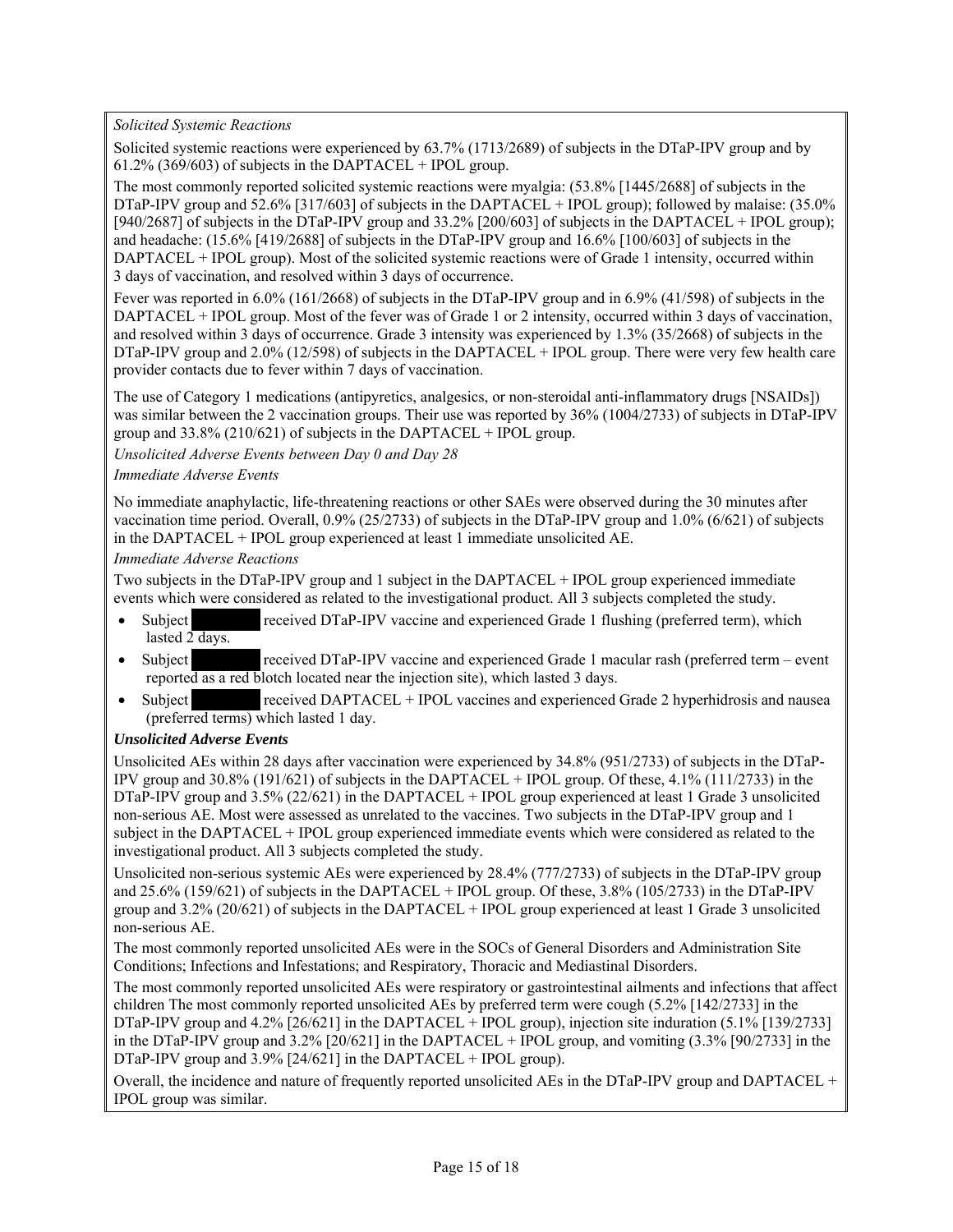*Solicited Systemic Reactions*

Solicited systemic reactions were experienced by 63.7% (1713/2689) of subjects in the DTaP-IPV group and by 61.2% (369/603) of subjects in the DAPTACEL + IPOL group.

The most commonly reported solicited systemic reactions were myalgia: (53.8% [1445/2688] of subjects in the DTaP-IPV group and 52.6% [317/603] of subjects in the DAPTACEL + IPOL group); followed by malaise: (35.0% [940/2687] of subjects in the DTaP-IPV group and 33.2% [200/603] of subjects in the DAPTACEL + IPOL group); and headache: (15.6% [419/2688] of subjects in the DTaP-IPV group and 16.6% [100/603] of subjects in the DAPTACEL + IPOL group). Most of the solicited systemic reactions were of Grade 1 intensity, occurred within 3 days of vaccination, and resolved within 3 days of occurrence.

Fever was reported in 6.0% (161/2668) of subjects in the DTaP-IPV group and in 6.9% (41/598) of subjects in the DAPTACEL + IPOL group. Most of the fever was of Grade 1 or 2 intensity, occurred within 3 days of vaccination, and resolved within 3 days of occurrence. Grade 3 intensity was experienced by 1.3% (35/2668) of subjects in the DTaP-IPV group and 2.0% (12/598) of subjects in the DAPTACEL + IPOL group. There were very few health care provider contacts due to fever within 7 days of vaccination.

The use of Category 1 medications (antipyretics, analgesics, or non-steroidal anti-inflammatory drugs [NSAIDs]) was similar between the 2 vaccination groups. Their use was reported by 36% (1004/2733) of subjects in DTaP-IPV group and 33.8% (210/621) of subjects in the DAPTACEL + IPOL group.

*Unsolicited Adverse Events between Day 0 and Day 28*

*Immediate Adverse Events*

No immediate anaphylactic, life-threatening reactions or other SAEs were observed during the 30 minutes after vaccination time period. Overall, 0.9% (25/2733) of subjects in the DTaP-IPV group and 1.0% (6/621) of subjects in the DAPTACEL + IPOL group experienced at least 1 immediate unsolicited AE.

*Immediate Adverse Reactions*

Two subjects in the DTaP-IPV group and 1 subject in the DAPTACEL + IPOL group experienced immediate events which were considered as related to the investigational product. All 3 subjects completed the study.

- Subject received DTaP-IPV vaccine and experienced Grade 1 flushing (preferred term), which lasted 2 days.
- Subject received DTaP-IPV vaccine and experienced Grade 1 macular rash (preferred term – event reported as a red blotch located near the injection site), which lasted 3 days.
- Subject received DAPTACEL + IPOL vaccines and experienced Grade 2 hyperhidrosis and nausea (preferred terms) which lasted 1 day.

***Unsolicited Adverse Events***

Unsolicited AEs within 28 days after vaccination were experienced by 34.8% (951/2733) of subjects in the DTaP-IPV group and 30.8% (191/621) of subjects in the DAPTACEL + IPOL group. Of these, 4.1% (111/2733) in the DTaP-IPV group and 3.5% (22/621) in the DAPTACEL + IPOL group experienced at least 1 Grade 3 unsolicited non-serious AE. Most were assessed as unrelated to the vaccines. Two subjects in the DTaP-IPV group and 1 subject in the DAPTACEL + IPOL group experienced immediate events which were considered as related to the investigational product. All 3 subjects completed the study.

Unsolicited non-serious systemic AEs were experienced by 28.4% (777/2733) of subjects in the DTaP-IPV group and 25.6% (159/621) of subjects in the DAPTACEL + IPOL group. Of these, 3.8% (105/2733) in the DTaP-IPV group and 3.2% (20/621) of subjects in the DAPTACEL + IPOL group experienced at least 1 Grade 3 unsolicited non-serious AE.

The most commonly reported unsolicited AEs were in the SOCs of General Disorders and Administration Site Conditions; Infections and Infestations; and Respiratory, Thoracic and Mediastinal Disorders.

The most commonly reported unsolicited AEs were respiratory or gastrointestinal ailments and infections that affect children The most commonly reported unsolicited AEs by preferred term were cough (5.2% [142/2733] in the DTaP-IPV group and 4.2% [26/621] in the DAPTACEL + IPOL group), injection site induration (5.1% [139/2733] in the DTaP-IPV group and 3.2% [20/621] in the DAPTACEL + IPOL group, and vomiting (3.3% [90/2733] in the DTaP-IPV group and 3.9% [24/621] in the DAPTACEL + IPOL group).

Overall, the incidence and nature of frequently reported unsolicited AEs in the DTaP-IPV group and DAPTACEL + IPOL group was similar.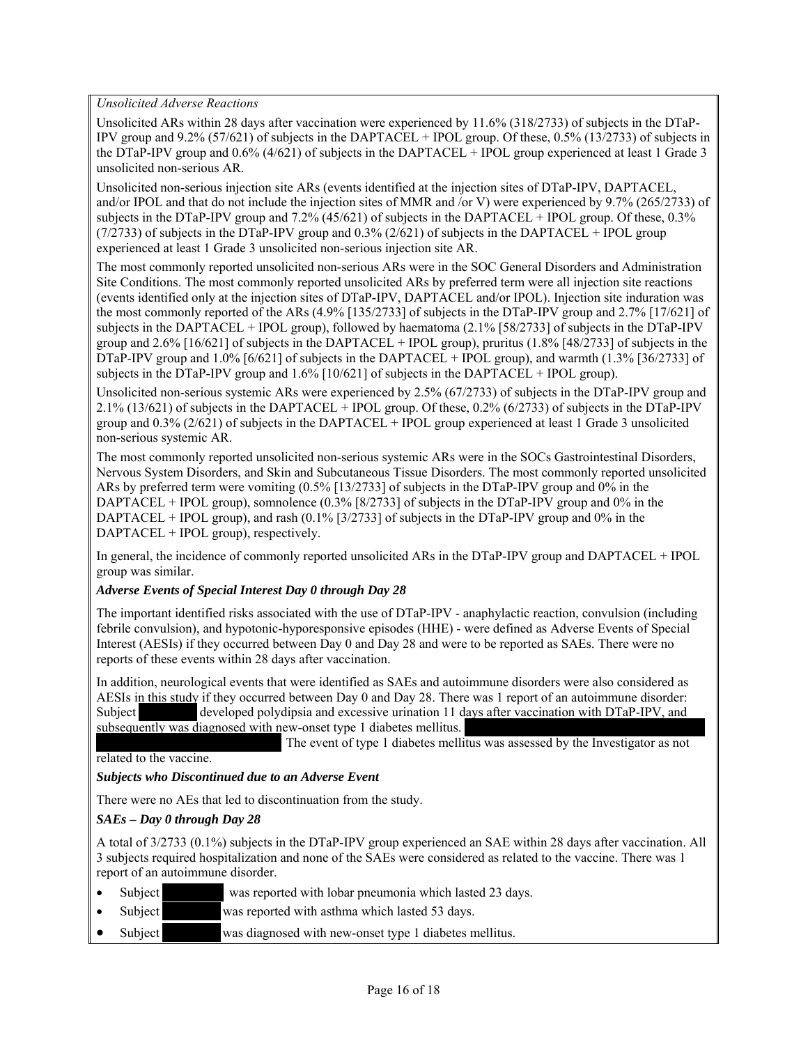*Unsolicited Adverse Reactions*

Unsolicited ARs within 28 days after vaccination were experienced by 11.6% (318/2733) of subjects in the DTaP-IPV group and 9.2% (57/621) of subjects in the DAPTACEL + IPOL group. Of these, 0.5% (13/2733) of subjects in the DTaP-IPV group and 0.6% (4/621) of subjects in the DAPTACEL + IPOL group experienced at least 1 Grade 3 unsolicited non-serious AR.

Unsolicited non-serious injection site ARs (events identified at the injection sites of DTaP-IPV, DAPTACEL, and/or IPOL and that do not include the injection sites of MMR and /or V) were experienced by 9.7% (265/2733) of subjects in the DTaP-IPV group and 7.2% (45/621) of subjects in the DAPTACEL + IPOL group. Of these, 0.3% (7/2733) of subjects in the DTaP-IPV group and 0.3% (2/621) of subjects in the DAPTACEL + IPOL group experienced at least 1 Grade 3 unsolicited non-serious injection site AR.

The most commonly reported unsolicited non-serious ARs were in the SOC General Disorders and Administration Site Conditions. The most commonly reported unsolicited ARs by preferred term were all injection site reactions (events identified only at the injection sites of DTaP-IPV, DAPTACEL and/or IPOL). Injection site induration was the most commonly reported of the ARs (4.9% [135/2733] of subjects in the DTaP-IPV group and 2.7% [17/621] of subjects in the DAPTACEL + IPOL group), followed by haematoma (2.1% [58/2733] of subjects in the DTaP-IPV group and 2.6% [16/621] of subjects in the DAPTACEL + IPOL group), pruritus (1.8% [48/2733] of subjects in the DTaP-IPV group and 1.0% [6/621] of subjects in the DAPTACEL + IPOL group), and warmth (1.3% [36/2733] of subjects in the DTaP-IPV group and 1.6% [10/621] of subjects in the DAPTACEL + IPOL group).

Unsolicited non-serious systemic ARs were experienced by 2.5% (67/2733) of subjects in the DTaP-IPV group and 2.1% (13/621) of subjects in the DAPTACEL + IPOL group. Of these, 0.2% (6/2733) of subjects in the DTaP-IPV group and 0.3% (2/621) of subjects in the DAPTACEL + IPOL group experienced at least 1 Grade 3 unsolicited non-serious systemic AR.

The most commonly reported unsolicited non-serious systemic ARs were in the SOCs Gastrointestinal Disorders, Nervous System Disorders, and Skin and Subcutaneous Tissue Disorders. The most commonly reported unsolicited ARs by preferred term were vomiting (0.5% [13/2733] of subjects in the DTaP-IPV group and 0% in the DAPTACEL + IPOL group), somnolence (0.3% [8/2733] of subjects in the DTaP-IPV group and 0% in the DAPTACEL + IPOL group), and rash (0.1% [3/2733] of subjects in the DTaP-IPV group and 0% in the DAPTACEL + IPOL group), respectively.

In general, the incidence of commonly reported unsolicited ARs in the DTaP-IPV group and DAPTACEL + IPOL group was similar.

***Adverse Events of Special Interest Day 0 through Day 28***

The important identified risks associated with the use of DTaP-IPV - anaphylactic reaction, convulsion (including febrile convulsion), and hypotonic-hyporesponsive episodes (HHE) - were defined as Adverse Events of Special Interest (AESIs) if they occurred between Day 0 and Day 28 and were to be reported as SAEs. There were no reports of these events within 28 days after vaccination.

In addition, neurological events that were identified as SAEs and autoimmune disorders were also considered as AESIs in this study if they occurred between Day 0 and Day 28. There was 1 report of an autoimmune disorder: Subject developed polydipsia and excessive urination 11 days after vaccination with DTaP-IPV, and subsequently was diagnosed with new-onset type 1 diabetes mellitus. The event of type 1 diabetes mellitus was assessed by the Investigator as not related to the vaccine.

***Subjects who Discontinued due to an Adverse Event***

There were no AEs that led to discontinuation from the study.

***SAEs – Day 0 through Day 28***

A total of 3/2733 (0.1%) subjects in the DTaP-IPV group experienced an SAE within 28 days after vaccination. All 3 subjects required hospitalization and none of the SAEs were considered as related to the vaccine. There was 1 report of an autoimmune disorder.

- Subject was reported with lobar pneumonia which lasted 23 days.
- Subject was reported with asthma which lasted 53 days.
- Subject was diagnosed with new-onset type 1 diabetes mellitus.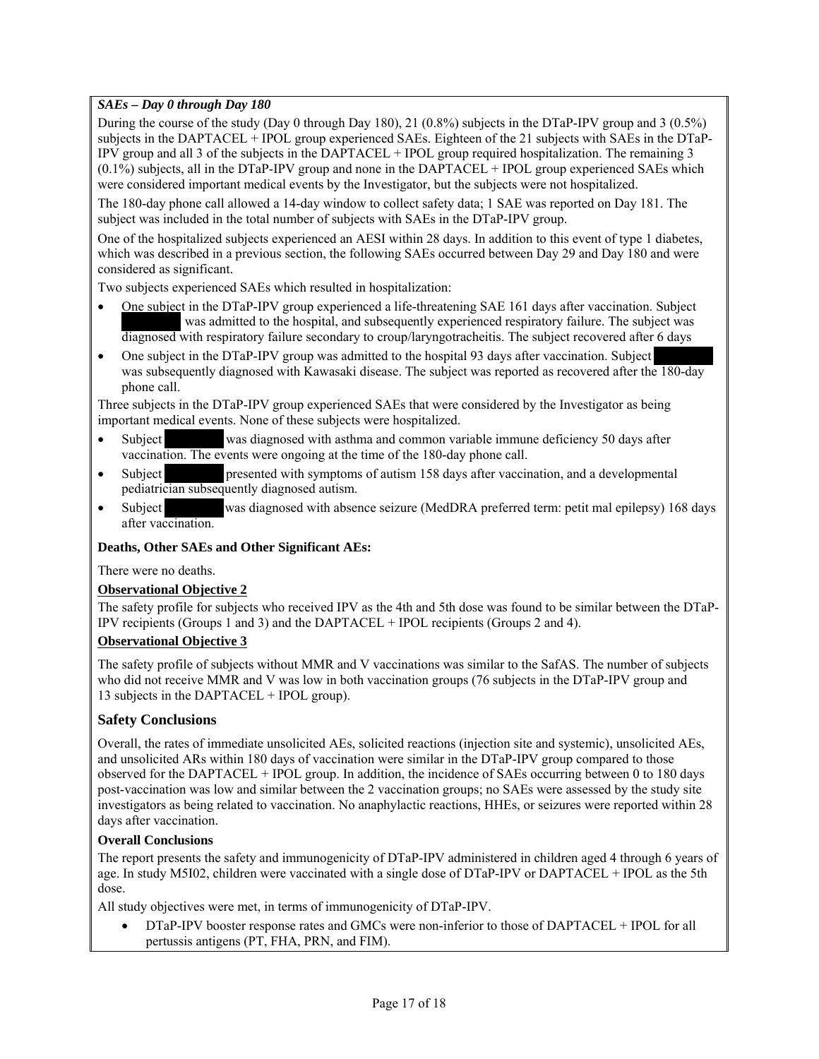***SAEs – Day 0 through Day 180***

During the course of the study (Day 0 through Day 180), 21 (0.8%) subjects in the DTaP-IPV group and 3 (0.5%) subjects in the DAPTACEL + IPOL group experienced SAEs. Eighteen of the 21 subjects with SAEs in the DTaP-IPV group and all 3 of the subjects in the DAPTACEL + IPOL group required hospitalization. The remaining 3 (0.1%) subjects, all in the DTaP-IPV group and none in the DAPTACEL + IPOL group experienced SAEs which were considered important medical events by the Investigator, but the subjects were not hospitalized.

The 180-day phone call allowed a 14-day window to collect safety data; 1 SAE was reported on Day 181. The subject was included in the total number of subjects with SAEs in the DTaP-IPV group.

One of the hospitalized subjects experienced an AESI within 28 days. In addition to this event of type 1 diabetes, which was described in a previous section, the following SAEs occurred between Day 29 and Day 180 and were considered as significant.

Two subjects experienced SAEs which resulted in hospitalization:

- One subject in the DTaP-IPV group experienced a life-threatening SAE 161 days after vaccination. Subject ████████ was admitted to the hospital, and subsequently experienced respiratory failure. The subject was diagnosed with respiratory failure secondary to croup/laryngotracheitis. The subject recovered after 6 days
- One subject in the DTaP-IPV group was admitted to the hospital 93 days after vaccination. Subject ████████ was subsequently diagnosed with Kawasaki disease. The subject was reported as recovered after the 180-day phone call.

Three subjects in the DTaP-IPV group experienced SAEs that were considered by the Investigator as being important medical events. None of these subjects were hospitalized.

- Subject ████████ was diagnosed with asthma and common variable immune deficiency 50 days after vaccination. The events were ongoing at the time of the 180-day phone call.
- Subject ████████ presented with symptoms of autism 158 days after vaccination, and a developmental pediatrician subsequently diagnosed autism.
- Subject ████████ was diagnosed with absence seizure (MedDRA preferred term: petit mal epilepsy) 168 days after vaccination.

**Deaths, Other SAEs and Other Significant AEs:**

There were no deaths.

**Observational Objective 2**

The safety profile for subjects who received IPV as the 4th and 5th dose was found to be similar between the DTaP-IPV recipients (Groups 1 and 3) and the DAPTACEL + IPOL recipients (Groups 2 and 4).

**Observational Objective 3**

The safety profile of subjects without MMR and V vaccinations was similar to the SafAS. The number of subjects who did not receive MMR and V was low in both vaccination groups (76 subjects in the DTaP-IPV group and 13 subjects in the DAPTACEL + IPOL group).

## Safety Conclusions

Overall, the rates of immediate unsolicited AEs, solicited reactions (injection site and systemic), unsolicited AEs, and unsolicited ARs within 180 days of vaccination were similar in the DTaP-IPV group compared to those observed for the DAPTACEL + IPOL group. In addition, the incidence of SAEs occurring between 0 to 180 days post-vaccination was low and similar between the 2 vaccination groups; no SAEs were assessed by the study site investigators as being related to vaccination. No anaphylactic reactions, HHEs, or seizures were reported within 28 days after vaccination.

**Overall Conclusions**

The report presents the safety and immunogenicity of DTaP-IPV administered in children aged 4 through 6 years of age. In study M5I02, children were vaccinated with a single dose of DTaP-IPV or DAPTACEL + IPOL as the 5th dose.

All study objectives were met, in terms of immunogenicity of DTaP-IPV.

- DTaP-IPV booster response rates and GMCs were non-inferior to those of DAPTACEL + IPOL for all pertussis antigens (PT, FHA, PRN, and FIM).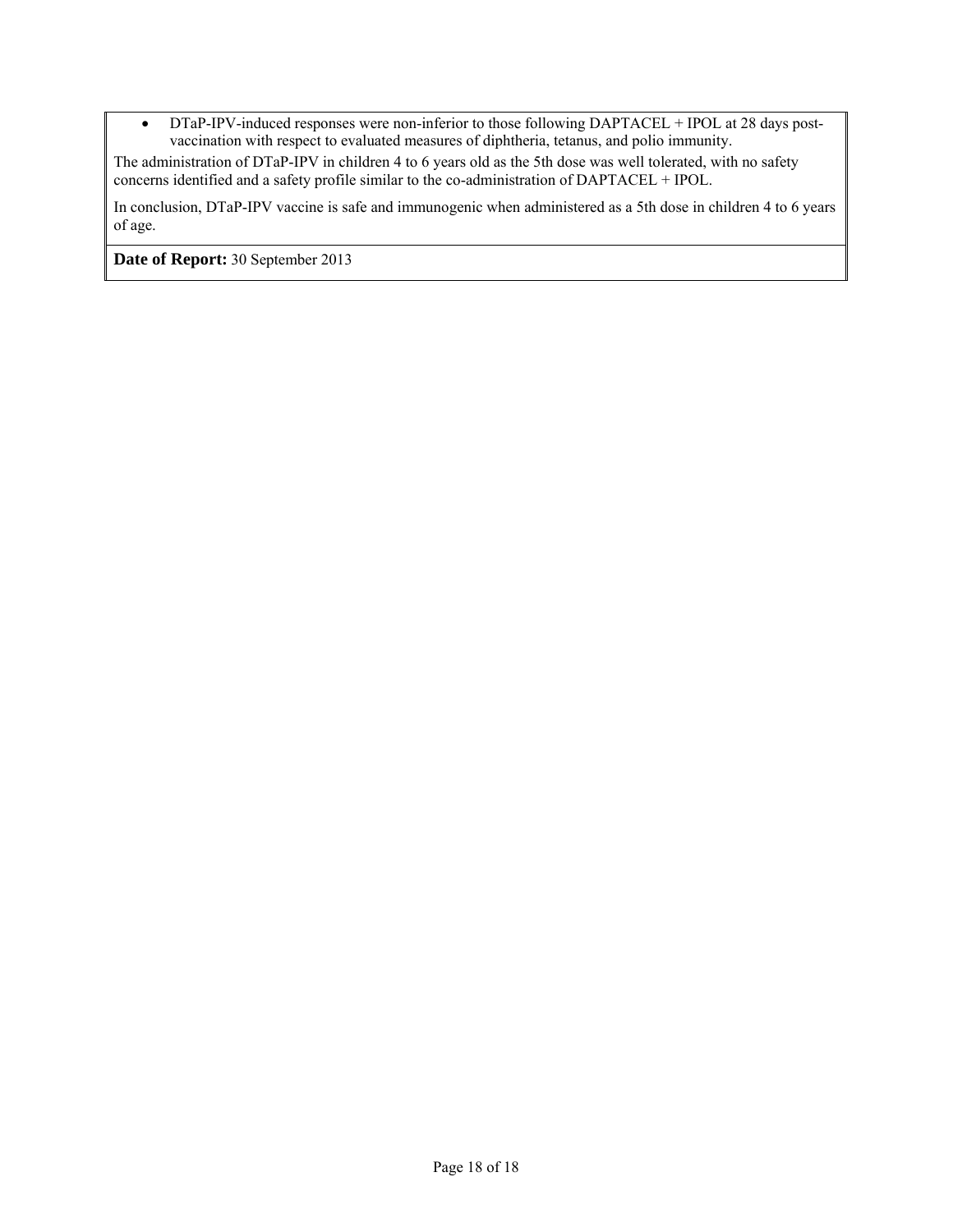- DTaP-IPV-induced responses were non-inferior to those following DAPTACEL + IPOL at 28 days post-vaccination with respect to evaluated measures of diphtheria, tetanus, and polio immunity.

The administration of DTaP-IPV in children 4 to 6 years old as the 5th dose was well tolerated, with no safety concerns identified and a safety profile similar to the co-administration of DAPTACEL + IPOL.

In conclusion, DTaP-IPV vaccine is safe and immunogenic when administered as a 5th dose in children 4 to 6 years of age.

**Date of Report:** 30 September 2013